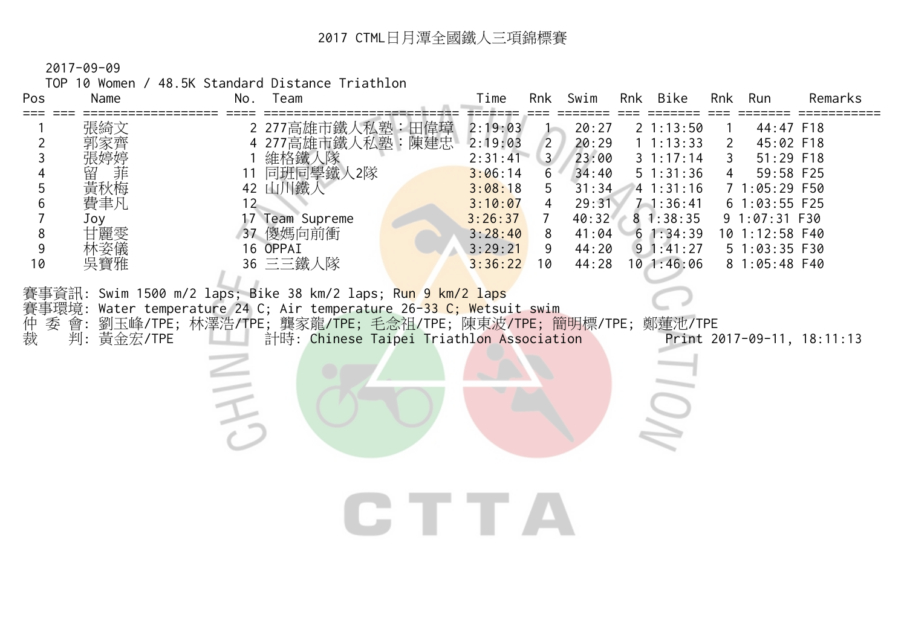# 2017 CTML日月潭全國鐵人三項錦標賽

2017-09-09

TOP 10 Women / 48.5K Standard Distance Triathlon

| Pos | Name | No. | Team | Time | Rnk | Swim | Rnk | Bike | Rnk | Run | Remarks |
|---|---|---|---|---|---|---|---|---|---|---|---|
| 1 | 張綺文 | 2 | 277高雄市鐵人私塾：田偉璋 | 2:19:03 | 1 | 20:27 | 2 | 1:13:50 | 1 | 44:47 | F18 |
| 2 | 郭家齊 | 4 | 277高雄市鐵人私塾：陳建忠 | 2:19:03 | 2 | 20:29 | 1 | 1:13:33 | 2 | 45:02 | F18 |
| 3 | 張婷婷 | 1 | 維格鐵人隊 | 2:31:41 | 3 | 23:00 | 3 | 1:17:14 | 3 | 51:29 | F18 |
| 4 | 留　菲 | 11 | 同班同學鐵人2隊 | 3:06:14 | 6 | 34:40 | 5 | 1:31:36 | 4 | 59:58 | F25 |
| 5 | 黃秋梅 | 42 | 山川鐵人 | 3:08:18 | 5 | 31:34 | 4 | 1:31:16 | 7 | 1:05:29 | F50 |
| 6 | 費聿凡 | 12 | | 3:10:07 | 4 | 29:31 | 7 | 1:36:41 | 6 | 1:03:55 | F25 |
| 7 | Joy | 17 | Team Supreme | 3:26:37 | 7 | 40:32 | 8 | 1:38:35 | 9 | 1:07:31 | F30 |
| 8 | 甘麗雯 | 37 | 傻媽向前衝 | 3:28:40 | 8 | 41:04 | 6 | 1:34:39 | 10 | 1:12:58 | F40 |
| 9 | 林姿儀 | 16 | OPPAI | 3:29:21 | 9 | 44:20 | 9 | 1:41:27 | 5 | 1:03:35 | F30 |
| 10 | 吳寶雅 | 36 | 三三鐵人隊 | 3:36:22 | 10 | 44:28 | 10 | 1:46:06 | 8 | 1:05:48 | F40 |

賽事資訊: Swim 1500 m/2 laps; Bike 38 km/2 laps; Run 9 km/2 laps
賽事環境: Water temperature 24 C; Air temperature 26-33 C; Wetsuit swim
仲 委 會: 劉玉峰/TPE; 林澤浩/TPE; 龔家龍/TPE; 毛念祖/TPE; 陳東波/TPE; 簡明標/TPE; 鄭蓮池/TPE
裁　　判: 黃金宏/TPE　　計時: Chinese Taipei Triathlon Association　　Print 2017-09-11, 18:11:13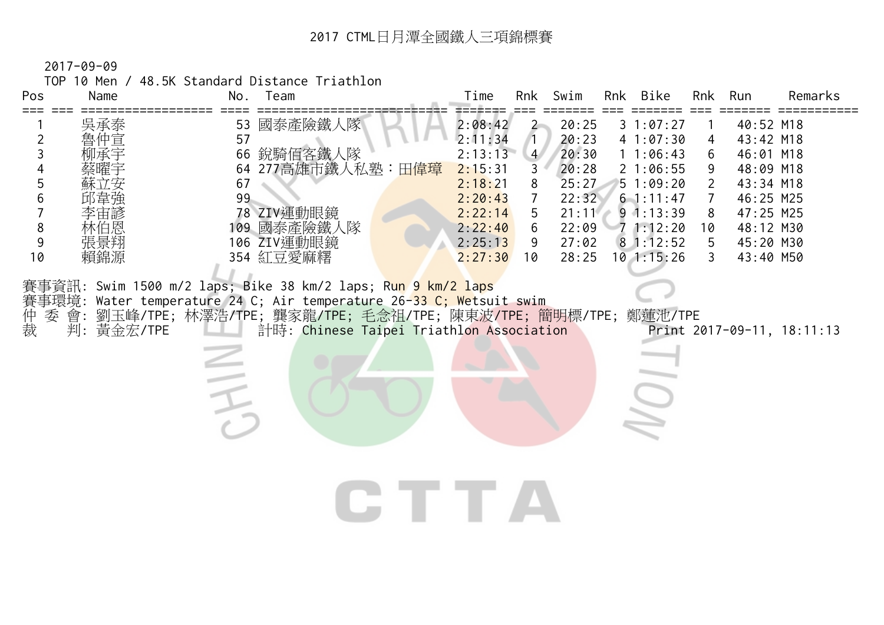# 2017 CTML日月潭全國鐵人三項錦標賽

2017-09-09

TOP 10 Men / 48.5K Standard Distance Triathlon

| Pos | Name | No. | Team | Time | Rnk | Swim | Rnk | Bike | Rnk | Run | Remarks |
|---|---|---|---|---|---|---|---|---|---|---|---|
| 1 | 吳承泰 | 53 | 國泰產險鐵人隊 | 2:08:42 | 2 | 20:25 | 3 | 1:07:27 | 1 | 40:52 | M18 |
| 2 | 魯仲宣 | 57 | | 2:11:34 | 1 | 20:23 | 4 | 1:07:30 | 4 | 43:42 | M18 |
| 3 | 柳承宇 | 66 | 銳騎佰客鐵人隊 | 2:13:13 | 4 | 20:30 | 1 | 1:06:43 | 6 | 46:01 | M18 |
| 4 | 蔡曜宇 | 64 | 277高雄市鐵人私塾：田偉璋 | 2:15:31 | 3 | 20:28 | 2 | 1:06:55 | 9 | 48:09 | M18 |
| 5 | 蘇立安 | 67 | | 2:18:21 | 8 | 25:27 | 5 | 1:09:20 | 2 | 43:34 | M18 |
| 6 | 邱韋強 | 99 | | 2:20:43 | 7 | 22:32 | 6 | 1:11:47 | 7 | 46:25 | M25 |
| 7 | 李宙諺 | 78 | ZIV運動眼鏡 | 2:22:14 | 5 | 21:11 | 9 | 1:13:39 | 8 | 47:25 | M25 |
| 8 | 林伯恩 | 109 | 國泰產險鐵人隊 | 2:22:40 | 6 | 22:09 | 7 | 1:12:20 | 10 | 48:12 | M30 |
| 9 | 張景翔 | 106 | ZIV運動眼鏡 | 2:25:13 | 9 | 27:02 | 8 | 1:12:52 | 5 | 45:20 | M30 |
| 10 | 賴錦源 | 354 | 紅豆愛麻糬 | 2:27:30 | 10 | 28:25 | 10 | 1:15:26 | 3 | 43:40 | M50 |

賽事資訊: Swim 1500 m/2 laps; Bike 38 km/2 laps; Run 9 km/2 laps

賽事環境: Water temperature 24 C; Air temperature 26-33 C; Wetsuit swim

仲 委 會: 劉玉峰/TPE; 林澤浩/TPE; 龔家龍/TPE; 毛念祖/TPE; 陳東波/TPE; 簡明標/TPE; 鄭蓮池/TPE

裁　　判: 黃金宏/TPE　　計時: Chinese Taipei Triathlon Association　　Print 2017-09-11, 18:11:13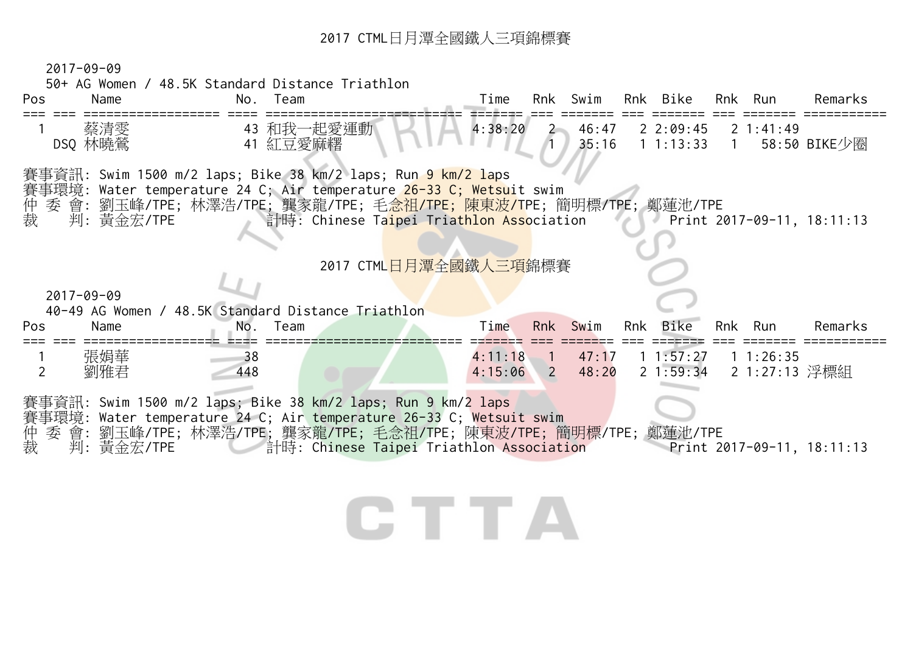## 2017 CTML日月潭全國鐵人三項錦標賽

2017-09-09

50+ AG Women / 48.5K Standard Distance Triathlon

| Pos | | Name | No. | Team | Time | Rnk | Swim | Rnk | Bike | Rnk | Run | Remarks |
|---|---|---|---|---|---|---|---|---|---|---|---|---|
| 1 | | 蔡清雯 | 43 | 和我一起愛運動 | 4:38:20 | 2 | 46:47 | 2 | 2:09:45 | 2 | 1:41:49 | |
| | DSQ | 林曉鶯 | 41 | 紅豆愛麻糬 | | 1 | 35:16 | 1 | 1:13:33 | 1 | 58:50 | BIKE少圈 |

賽事資訊: Swim 1500 m/2 laps; Bike 38 km/2 laps; Run 9 km/2 laps
賽事環境: Water temperature 24 C; Air temperature 26-33 C; Wetsuit swim
仲 委 會: 劉玉峰/TPE; 林澤浩/TPE; 龔家龍/TPE; 毛念祖/TPE; 陳東波/TPE; 簡明標/TPE; 鄭蓮池/TPE
裁　 判: 黃金宏/TPE　　計時: Chinese Taipei Triathlon Association　　Print 2017-09-11, 18:11:13

## 2017 CTML日月潭全國鐵人三項錦標賽

2017-09-09

40-49 AG Women / 48.5K Standard Distance Triathlon

| Pos | | Name | No. | Team | Time | Rnk | Swim | Rnk | Bike | Rnk | Run | Remarks |
|---|---|---|---|---|---|---|---|---|---|---|---|---|
| 1 | | 張娟華 | 38 | | 4:11:18 | 1 | 47:17 | 1 | 1:57:27 | 1 | 1:26:35 | |
| 2 | | 劉雅君 | 448 | | 4:15:06 | 2 | 48:20 | 2 | 1:59:34 | 2 | 1:27:13 | 浮標組 |

賽事資訊: Swim 1500 m/2 laps; Bike 38 km/2 laps; Run 9 km/2 laps
賽事環境: Water temperature 24 C; Air temperature 26-33 C; Wetsuit swim
仲 委 會: 劉玉峰/TPE; 林澤浩/TPE; 龔家龍/TPE; 毛念祖/TPE; 陳東波/TPE; 簡明標/TPE; 鄭蓮池/TPE
裁　 判: 黃金宏/TPE　　計時: Chinese Taipei Triathlon Association　　Print 2017-09-11, 18:11:13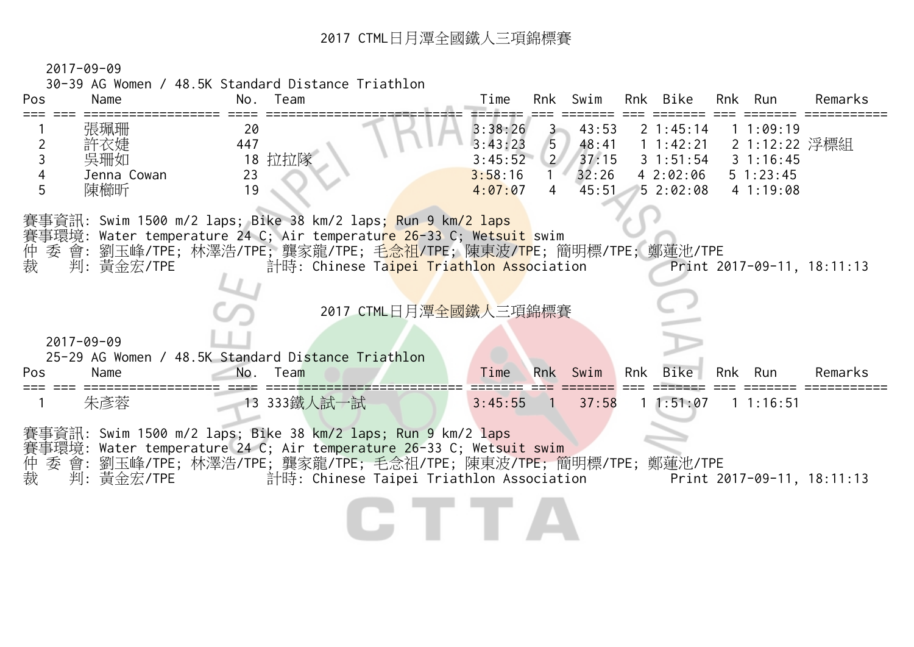## 2017 CTML日月潭全國鐵人三項錦標賽

2017-09-09

30-39 AG Women / 48.5K Standard Distance Triathlon

| Pos | | Name | No. | Team | Time | Rnk | Swim | Rnk | Bike | Rnk | Run | Remarks |
|---|---|---|---|---|---|---|---|---|---|---|---|---|
| 1 | | 張珮珊 | 20 | | 3:38:26 | 3 | 43:53 | 2 | 1:45:14 | 1 | 1:09:19 | |
| 2 | | 許衣婕 | 447 | | 3:43:23 | 5 | 48:41 | 1 | 1:42:21 | 2 | 1:12:22 | 浮標組 |
| 3 | | 吳珊如 | 18 | 拉拉隊 | 3:45:52 | 2 | 37:15 | 3 | 1:51:54 | 3 | 1:16:45 | |
| 4 | | Jenna Cowan | 23 | | 3:58:16 | 1 | 32:26 | 4 | 2:02:06 | 5 | 1:23:45 | |
| 5 | | 陳櫛昕 | 19 | | 4:07:07 | 4 | 45:51 | 5 | 2:02:08 | 4 | 1:19:08 | |

賽事資訊: Swim 1500 m/2 laps; Bike 38 km/2 laps; Run 9 km/2 laps
賽事環境: Water temperature 24 C; Air temperature 26-33 C; Wetsuit swim
仲 委 會: 劉玉峰/TPE; 林澤浩/TPE; 龔家龍/TPE; 毛念祖/TPE; 陳東波/TPE; 簡明標/TPE; 鄭蓮池/TPE
裁　 判: 黃金宏/TPE　　　計時: Chinese Taipei Triathlon Association　　　Print 2017-09-11, 18:11:13

## 2017 CTML日月潭全國鐵人三項錦標賽

2017-09-09

25-29 AG Women / 48.5K Standard Distance Triathlon

| Pos | | Name | No. | Team | Time | Rnk | Swim | Rnk | Bike | Rnk | Run | Remarks |
|---|---|---|---|---|---|---|---|---|---|---|---|---|
| 1 | | 朱彥蓉 | 13 | 333鐵人試一試 | 3:45:55 | 1 | 37:58 | 1 | 1:51:07 | 1 | 1:16:51 | |

賽事資訊: Swim 1500 m/2 laps; Bike 38 km/2 laps; Run 9 km/2 laps
賽事環境: Water temperature 24 C; Air temperature 26-33 C; Wetsuit swim
仲 委 會: 劉玉峰/TPE; 林澤浩/TPE; 龔家龍/TPE; 毛念祖/TPE; 陳東波/TPE; 簡明標/TPE; 鄭蓮池/TPE
裁　 判: 黃金宏/TPE　　　計時: Chinese Taipei Triathlon Association　　　Print 2017-09-11, 18:11:13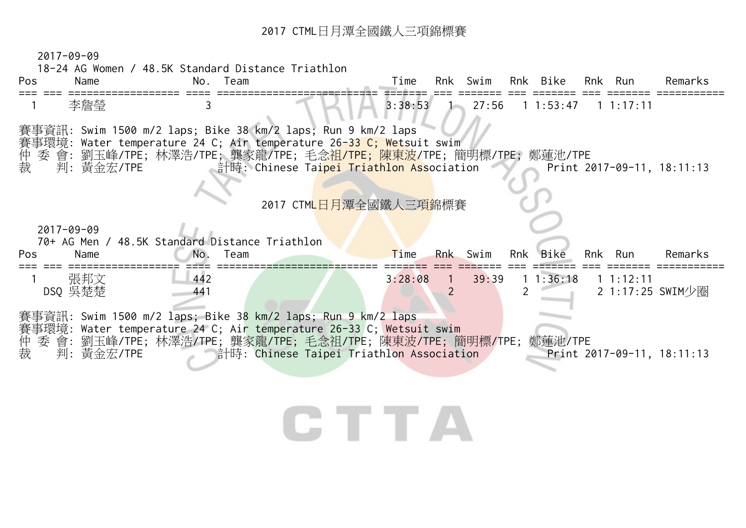## 2017 CTML日月潭全國鐵人三項錦標賽

2017-09-09

18-24 AG Women / 48.5K Standard Distance Triathlon

| Pos | | Name | No. | Team | Time | Rnk | Swim | Rnk | Bike | Rnk | Run | Remarks |
|---|---|---|---|---|---|---|---|---|---|---|---|---|
| 1 | | 李詹瑩 | 3 | | 3:38:53 | 1 | 27:56 | 1 | 1:53:47 | 1 | 1:17:11 | |

賽事資訊: Swim 1500 m/2 laps; Bike 38 km/2 laps; Run 9 km/2 laps
賽事環境: Water temperature 24 C; Air temperature 26-33 C; Wetsuit swim
仲 委 會: 劉玉峰/TPE; 林澤浩/TPE; 龔家龍/TPE; 毛念祖/TPE; 陳東波/TPE; 簡明標/TPE; 鄭蓮池/TPE
裁　　判: 黃金宏/TPE　　計時: Chinese Taipei Triathlon Association　　Print 2017-09-11, 18:11:13

## 2017 CTML日月潭全國鐵人三項錦標賽

2017-09-09

70+ AG Men / 48.5K Standard Distance Triathlon

| Pos | | Name | No. | Team | Time | Rnk | Swim | Rnk | Bike | Rnk | Run | Remarks |
|---|---|---|---|---|---|---|---|---|---|---|---|---|
| 1 | | 張邦文 | 442 | | 3:28:08 | 1 | 39:39 | 1 | 1:36:18 | 1 | 1:12:11 | |
| | DSQ | 吳楚楚 | 441 | | | 2 | | 2 | | 2 | 1:17:25 | SWIM少圈 |

賽事資訊: Swim 1500 m/2 laps; Bike 38 km/2 laps; Run 9 km/2 laps
賽事環境: Water temperature 24 C; Air temperature 26-33 C; Wetsuit swim
仲 委 會: 劉玉峰/TPE; 林澤浩/TPE; 龔家龍/TPE; 毛念祖/TPE; 陳東波/TPE; 簡明標/TPE; 鄭蓮池/TPE
裁　　判: 黃金宏/TPE　　計時: Chinese Taipei Triathlon Association　　Print 2017-09-11, 18:11:13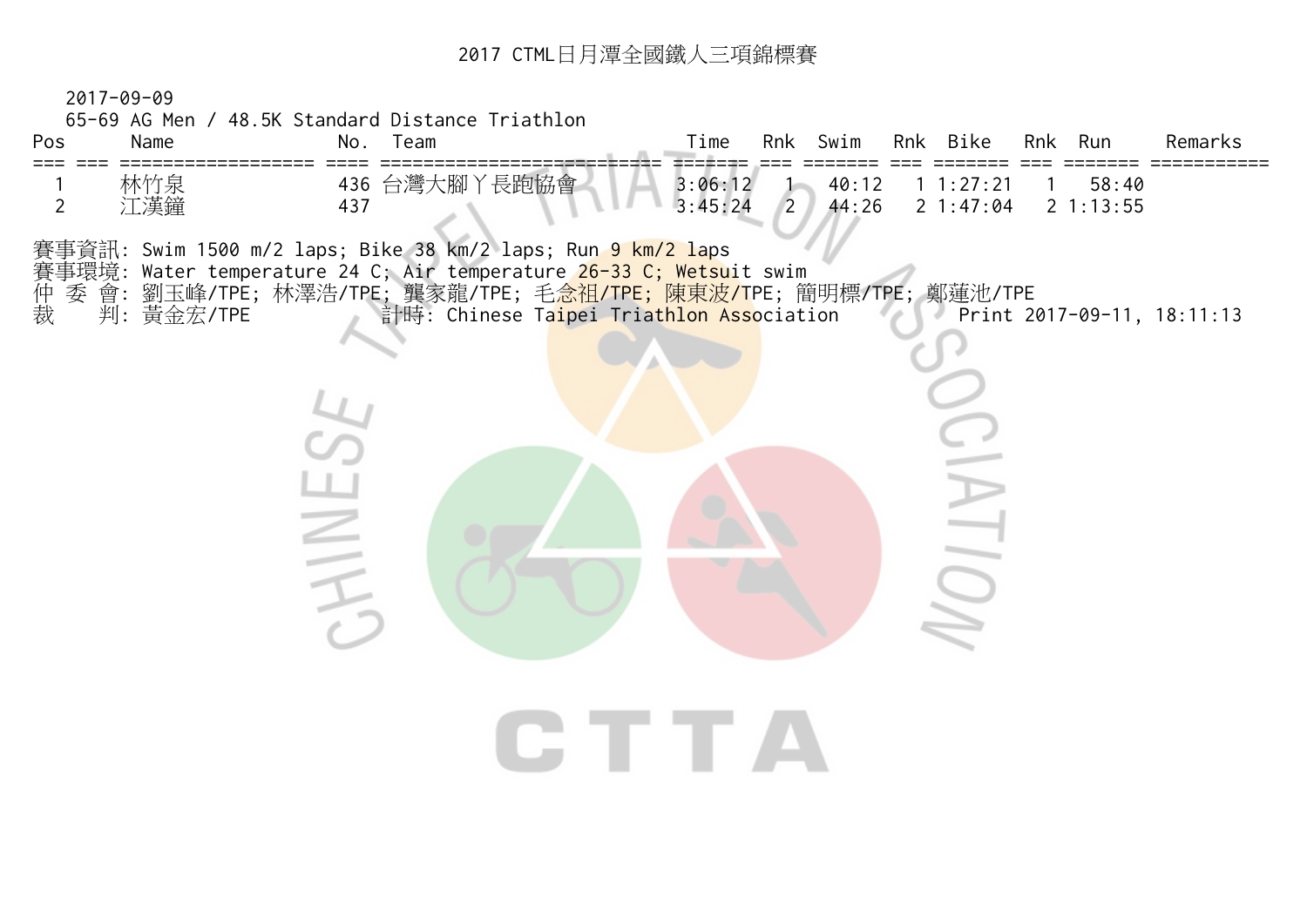# 2017 CTML日月潭全國鐵人三項錦標賽

2017-09-09

65-69 AG Men / 48.5K Standard Distance Triathlon

| Pos | | Name | No. | Team | Time | Rnk | Swim | Rnk | Bike | Rnk | Run | Remarks |
|---|---|---|---|---|---|---|---|---|---|---|---|---|
| 1 | | 林竹泉 | 436 | 台灣大腳丫長跑協會 | 3:06:12 | 1 | 40:12 | 1 | 1:27:21 | 1 | 58:40 | |
| 2 | | 江漢鐘 | 437 | | 3:45:24 | 2 | 44:26 | 2 | 1:47:04 | 2 | 1:13:55 | |

賽事資訊: Swim 1500 m/2 laps; Bike 38 km/2 laps; Run 9 km/2 laps

賽事環境: Water temperature 24 C; Air temperature 26-33 C; Wetsuit swim

仲 委 會: 劉玉峰/TPE; 林澤浩/TPE; 龔家龍/TPE; 毛念祖/TPE; 陳東波/TPE; 簡明標/TPE; 鄭蓮池/TPE

裁 判: 黃金宏/TPE 計時: Chinese Taipei Triathlon Association Print 2017-09-11, 18:11:13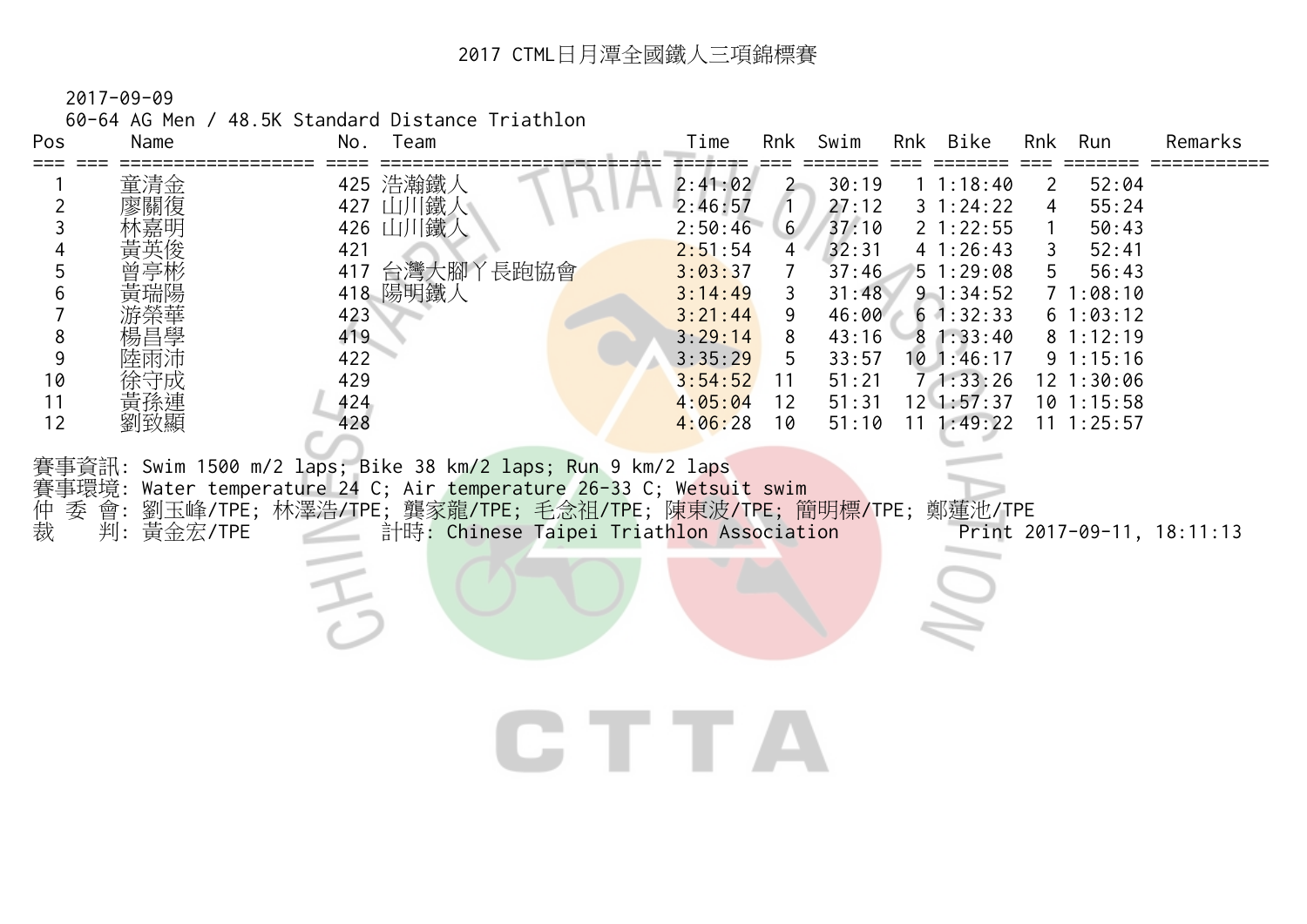# 2017 CTML日月潭全國鐵人三項錦標賽

2017-09-09

60-64 AG Men / 48.5K Standard Distance Triathlon

| Pos | Name | No. | Team | Time | Rnk | Swim | Rnk | Bike | Rnk | Run | Remarks |
|---|---|---|---|---|---|---|---|---|---|---|---|
| 1 | 童清金 | 425 | 浩瀚鐵人 | 2:41:02 | 2 | 30:19 | 1 | 1:18:40 | 2 | 52:04 | |
| 2 | 廖關復 | 427 | 山川鐵人 | 2:46:57 | 1 | 27:12 | 3 | 1:24:22 | 4 | 55:24 | |
| 3 | 林嘉明 | 426 | 山川鐵人 | 2:50:46 | 6 | 37:10 | 2 | 1:22:55 | 1 | 50:43 | |
| 4 | 黃英俊 | 421 | | 2:51:54 | 4 | 32:31 | 4 | 1:26:43 | 3 | 52:41 | |
| 5 | 曾亭彬 | 417 | 台灣大腳丫長跑協會 | 3:03:37 | 7 | 37:46 | 5 | 1:29:08 | 5 | 56:43 | |
| 6 | 黃瑞陽 | 418 | 陽明鐵人 | 3:14:49 | 3 | 31:48 | 9 | 1:34:52 | 7 | 1:08:10 | |
| 7 | 游榮華 | 423 | | 3:21:44 | 9 | 46:00 | 6 | 1:32:33 | 6 | 1:03:12 | |
| 8 | 楊昌學 | 419 | | 3:29:14 | 8 | 43:16 | 8 | 1:33:40 | 8 | 1:12:19 | |
| 9 | 陸雨沛 | 422 | | 3:35:29 | 5 | 33:57 | 10 | 1:46:17 | 9 | 1:15:16 | |
| 10 | 徐守成 | 429 | | 3:54:52 | 11 | 51:21 | 7 | 1:33:26 | 12 | 1:30:06 | |
| 11 | 黃孫連 | 424 | | 4:05:04 | 12 | 51:31 | 12 | 1:57:37 | 10 | 1:15:58 | |
| 12 | 劉致顯 | 428 | | 4:06:28 | 10 | 51:10 | 11 | 1:49:22 | 11 | 1:25:57 | |

賽事資訊: Swim 1500 m/2 laps; Bike 38 km/2 laps; Run 9 km/2 laps

賽事環境: Water temperature 24 C; Air temperature 26-33 C; Wetsuit swim

仲 委 會: 劉玉峰/TPE; 林澤浩/TPE; 龔家龍/TPE; 毛念祖/TPE; 陳東波/TPE; 簡明標/TPE; 鄭蓮池/TPE

裁　 判: 黃金宏/TPE　　計時: Chinese Taipei Triathlon Association　　Print 2017-09-11, 18:11:13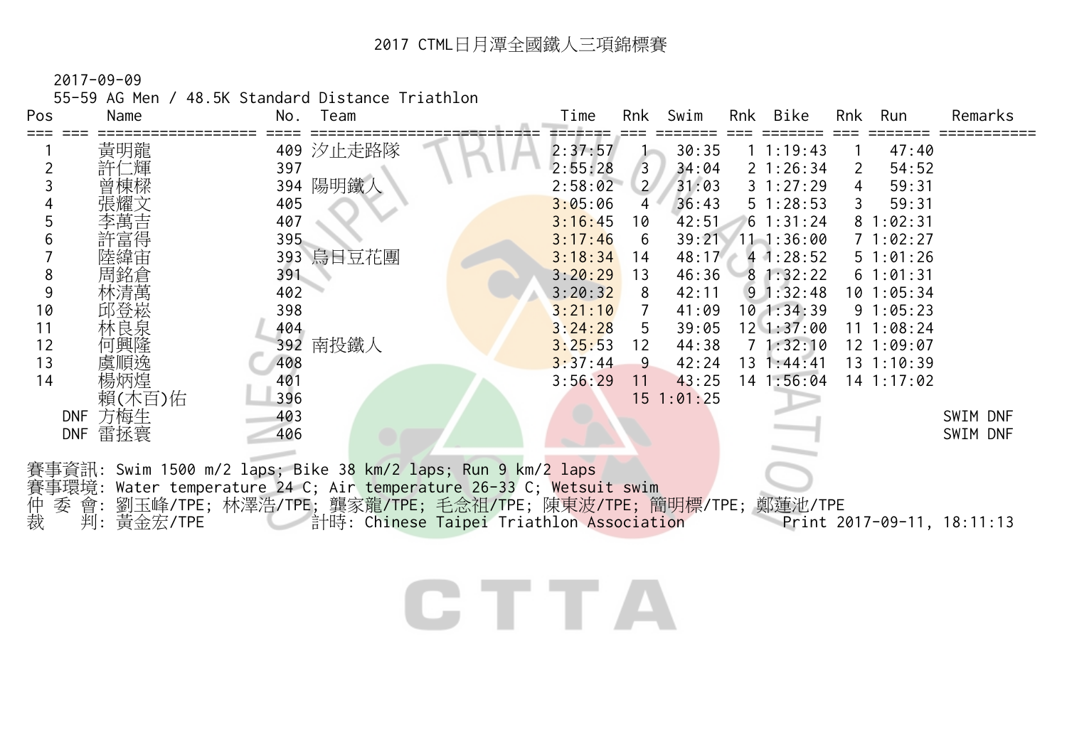# 2017 CTML日月潭全國鐵人三項錦標賽

2017-09-09

55-59 AG Men / 48.5K Standard Distance Triathlon

| Pos | | Name | No. | Team | Time | Rnk | Swim | Rnk | Bike | Rnk | Run | Remarks |
|---|---|---|---|---|---|---|---|---|---|---|---|---|
| 1 | | 黃明龍 | 409 | 汐止走路隊 | 2:37:57 | 1 | 30:35 | 1 | 1:19:43 | 1 | 47:40 | |
| 2 | | 許仁輝 | 397 | | 2:55:28 | 3 | 34:04 | 2 | 1:26:34 | 2 | 54:52 | |
| 3 | | 曾棟樑 | 394 | 陽明鐵人 | 2:58:02 | 2 | 31:03 | 3 | 1:27:29 | 4 | 59:31 | |
| 4 | | 張耀文 | 405 | | 3:05:06 | 4 | 36:43 | 5 | 1:28:53 | 3 | 59:31 | |
| 5 | | 李萬吉 | 407 | | 3:16:45 | 10 | 42:51 | 6 | 1:31:24 | 8 | 1:02:31 | |
| 6 | | 許富得 | 395 | | 3:17:46 | 6 | 39:21 | 11 | 1:36:00 | 7 | 1:02:27 | |
| 7 | | 陸緯宙 | 393 | 烏日豆花團 | 3:18:34 | 14 | 48:17 | 4 | 1:28:52 | 5 | 1:01:26 | |
| 8 | | 周銘倉 | 391 | | 3:20:29 | 13 | 46:36 | 8 | 1:32:22 | 6 | 1:01:31 | |
| 9 | | 林清萬 | 402 | | 3:20:32 | 8 | 42:11 | 9 | 1:32:48 | 10 | 1:05:34 | |
| 10 | | 邱登崧 | 398 | | 3:21:10 | 7 | 41:09 | 10 | 1:34:39 | 9 | 1:05:23 | |
| 11 | | 林良泉 | 404 | | 3:24:28 | 5 | 39:05 | 12 | 1:37:00 | 11 | 1:08:24 | |
| 12 | | 何興隆 | 392 | 南投鐵人 | 3:25:53 | 12 | 44:38 | 7 | 1:32:10 | 12 | 1:09:07 | |
| 13 | | 虞順逸 | 408 | | 3:37:44 | 9 | 42:24 | 13 | 1:44:41 | 13 | 1:10:39 | |
| 14 | | 楊炳煌 | 401 | | 3:56:29 | 11 | 43:25 | 14 | 1:56:04 | 14 | 1:17:02 | |
| | | 賴(木百)佑 | 396 | | | 15 | 1:01:25 | | | | | |
| | DNF | 方梅生 | 403 | | | | | | | | | SWIM DNF |
| | DNF | 雷拯寰 | 406 | | | | | | | | | SWIM DNF |

賽事資訊: Swim 1500 m/2 laps; Bike 38 km/2 laps; Run 9 km/2 laps
賽事環境: Water temperature 24 C; Air temperature 26-33 C; Wetsuit swim
仲 委 會: 劉玉峰/TPE; 林澤浩/TPE; 龔家龍/TPE; 毛念祖/TPE; 陳東波/TPE; 簡明標/TPE; 鄭蓮池/TPE
裁　　判: 黃金宏/TPE　　計時: Chinese Taipei Triathlon Association　　Print 2017-09-11, 18:11:13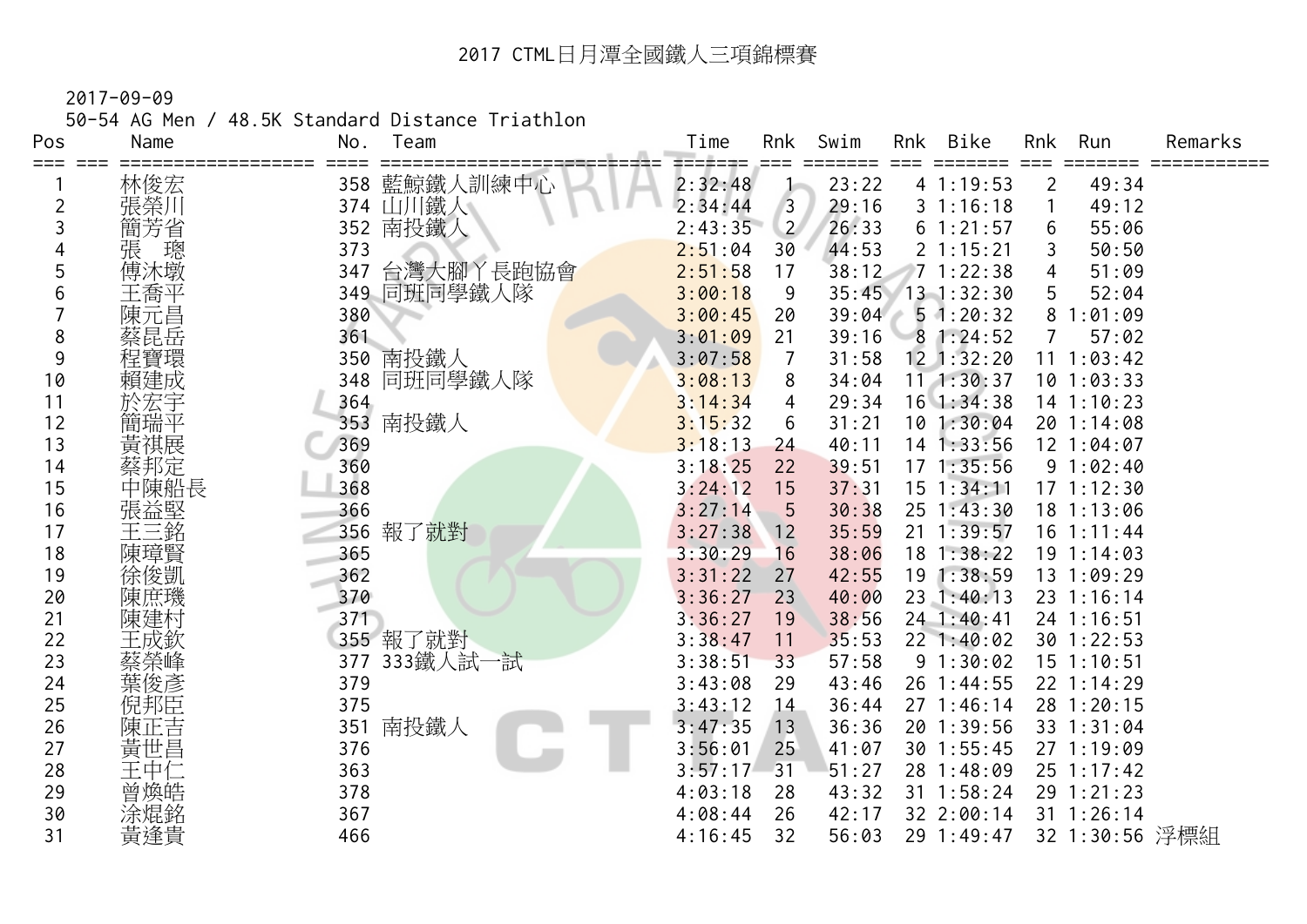# 2017 CTML日月潭全國鐵人三項錦標賽

2017-09-09

50-54 AG Men / 48.5K Standard Distance Triathlon

| Pos | Name | No. | Team | Time | Rnk | Swim | Rnk | Bike | Rnk | Run | Remarks |
|---|---|---|---|---|---|---|---|---|---|---|---|
| 1 | 林俊宏 | 358 | 藍鯨鐵人訓練中心 | 2:32:48 | 1 | 23:22 | 4 | 1:19:53 | 2 | 49:34 | |
| 2 | 張榮川 | 374 | 山川鐵人 | 2:34:44 | 3 | 29:16 | 3 | 1:16:18 | 1 | 49:12 | |
| 3 | 簡芳省 | 352 | 南投鐵人 | 2:43:35 | 2 | 26:33 | 6 | 1:21:57 | 6 | 55:06 | |
| 4 | 張　璁 | 373 | | 2:51:04 | 30 | 44:53 | 2 | 1:15:21 | 3 | 50:50 | |
| 5 | 傅沐墩 | 347 | 台灣大腳丫長跑協會 | 2:51:58 | 17 | 38:12 | 7 | 1:22:38 | 4 | 51:09 | |
| 6 | 王喬平 | 349 | 同班同學鐵人隊 | 3:00:18 | 9 | 35:45 | 13 | 1:32:30 | 5 | 52:04 | |
| 7 | 陳元昌 | 380 | | 3:00:45 | 20 | 39:04 | 5 | 1:20:32 | 8 | 1:01:09 | |
| 8 | 蔡昆岳 | 361 | | 3:01:09 | 21 | 39:16 | 8 | 1:24:52 | 7 | 57:02 | |
| 9 | 程寶環 | 350 | 南投鐵人 | 3:07:58 | 7 | 31:58 | 12 | 1:32:20 | 11 | 1:03:42 | |
| 10 | 賴建成 | 348 | 同班同學鐵人隊 | 3:08:13 | 8 | 34:04 | 11 | 1:30:37 | 10 | 1:03:33 | |
| 11 | 於宏宇 | 364 | | 3:14:34 | 4 | 29:34 | 16 | 1:34:38 | 14 | 1:10:23 | |
| 12 | 簡瑞平 | 353 | 南投鐵人 | 3:15:32 | 6 | 31:21 | 10 | 1:30:04 | 20 | 1:14:08 | |
| 13 | 黃祺展 | 369 | | 3:18:13 | 24 | 40:11 | 14 | 1:33:56 | 12 | 1:04:07 | |
| 14 | 蔡邦定 | 360 | | 3:18:25 | 22 | 39:51 | 17 | 1:35:56 | 9 | 1:02:40 | |
| 15 | 中陳船長 | 368 | | 3:24:12 | 15 | 37:31 | 15 | 1:34:11 | 17 | 1:12:30 | |
| 16 | 張益堅 | 366 | | 3:27:14 | 5 | 30:38 | 25 | 1:43:30 | 18 | 1:13:06 | |
| 17 | 王三銘 | 356 | 報了就對 | 3:27:38 | 12 | 35:59 | 21 | 1:39:57 | 16 | 1:11:44 | |
| 18 | 陳璋賢 | 365 | | 3:30:29 | 16 | 38:06 | 18 | 1:38:22 | 19 | 1:14:03 | |
| 19 | 徐俊凱 | 362 | | 3:31:22 | 27 | 42:55 | 19 | 1:38:59 | 13 | 1:09:29 | |
| 20 | 陳庶璣 | 370 | | 3:36:27 | 23 | 40:00 | 23 | 1:40:13 | 23 | 1:16:14 | |
| 21 | 陳建村 | 371 | | 3:36:27 | 19 | 38:56 | 24 | 1:40:41 | 24 | 1:16:51 | |
| 22 | 王成欽 | 355 | 報了就對 | 3:38:47 | 11 | 35:53 | 22 | 1:40:02 | 30 | 1:22:53 | |
| 23 | 蔡榮峰 | 377 | 333鐵人試一試 | 3:38:51 | 33 | 57:58 | 9 | 1:30:02 | 15 | 1:10:51 | |
| 24 | 葉俊彥 | 379 | | 3:43:08 | 29 | 43:46 | 26 | 1:44:55 | 22 | 1:14:29 | |
| 25 | 倪邦臣 | 375 | | 3:43:12 | 14 | 36:44 | 27 | 1:46:14 | 28 | 1:20:15 | |
| 26 | 陳正吉 | 351 | 南投鐵人 | 3:47:35 | 13 | 36:36 | 20 | 1:39:56 | 33 | 1:31:04 | |
| 27 | 黃世昌 | 376 | | 3:56:01 | 25 | 41:07 | 30 | 1:55:45 | 27 | 1:19:09 | |
| 28 | 王中仁 | 363 | | 3:57:17 | 31 | 51:27 | 28 | 1:48:09 | 25 | 1:17:42 | |
| 29 | 曾煥皓 | 378 | | 4:03:18 | 28 | 43:32 | 31 | 1:58:24 | 29 | 1:21:23 | |
| 30 | 涂焜銘 | 367 | | 4:08:44 | 26 | 42:17 | 32 | 2:00:14 | 31 | 1:26:14 | |
| 31 | 黃逢貴 | 466 | | 4:16:45 | 32 | 56:03 | 29 | 1:49:47 | 32 | 1:30:56 | 浮標組 |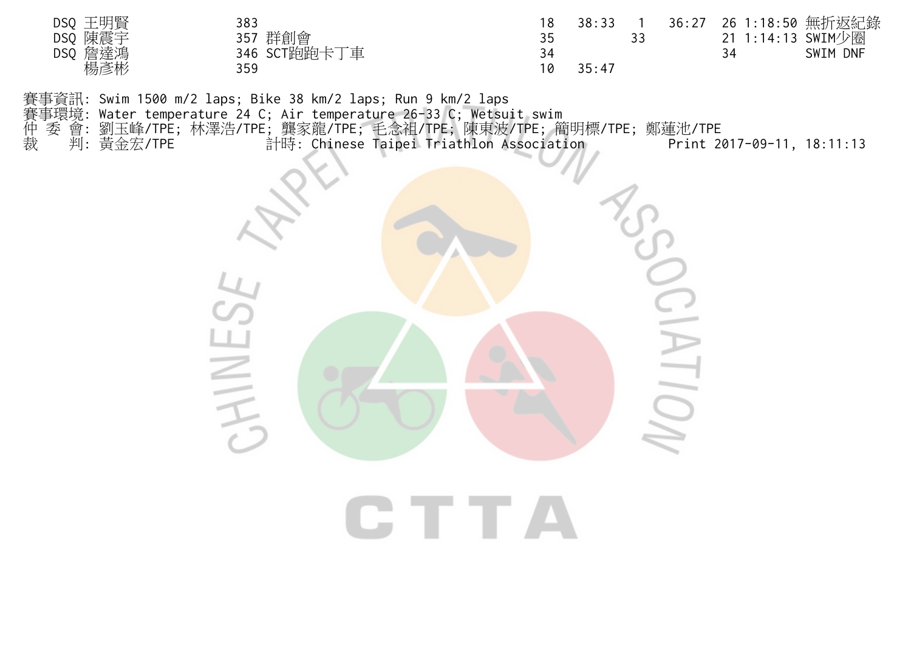| | | | | | | | | | |
|---|---|---|---|---|---|---|---|---|---|
| DSQ | 王明賢 | 383 | | 18 | 38:33 | 1 | 36:27 | 26 1:18:50 | 無折返紀錄 |
| DSQ | 陳震宇 | 357 | 群創會 | 35 | | 33 | | 21 1:14:13 | SWIM少圈 |
| DSQ | 詹達鴻 | 346 | SCT跑跑卡丁車 | 34 | | | | 34 | SWIM DNF |
| | 楊彥彬 | 359 | | 10 | 35:47 | | | | |

賽事資訊: Swim 1500 m/2 laps; Bike 38 km/2 laps; Run 9 km/2 laps
賽事環境: Water temperature 24 C; Air temperature 26-33 C; Wetsuit swim
仲 委 會: 劉玉峰/TPE; 林澤浩/TPE; 龔家龍/TPE; 毛念祖/TPE; 陳東波/TPE; 簡明標/TPE; 鄭蓮池/TPE
裁 判: 黃金宏/TPE 計時: Chinese Taipei Triathlon Association Print 2017-09-11, 18:11:13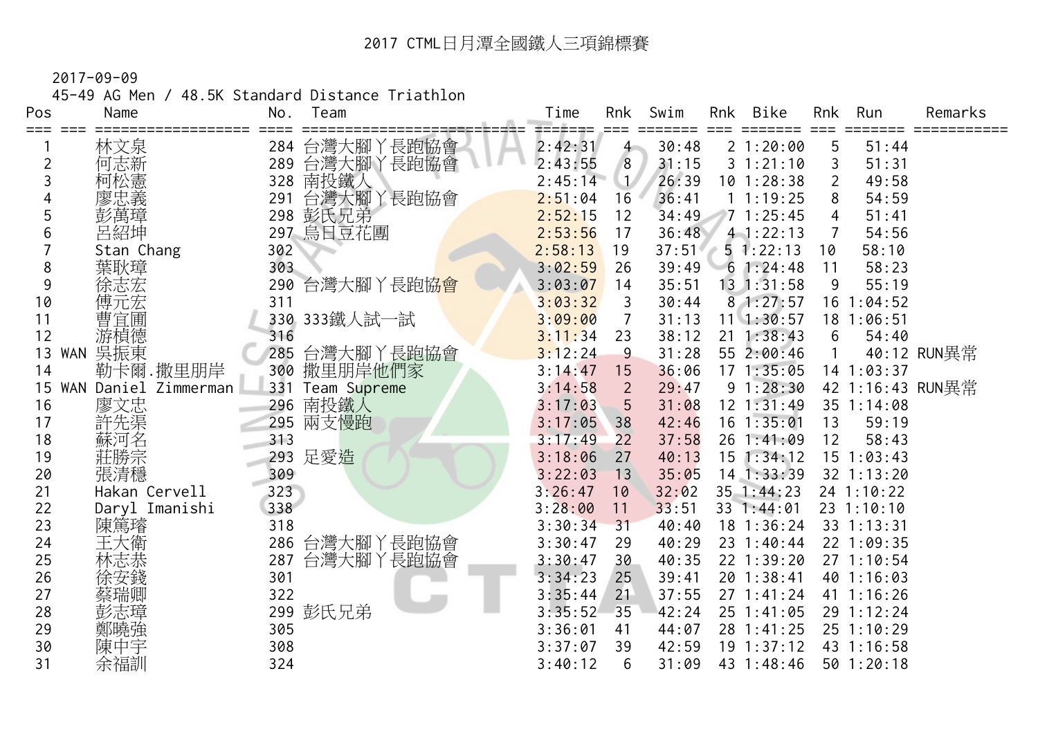# 2017 CTML日月潭全國鐵人三項錦標賽

2017-09-09

45-49 AG Men / 48.5K Standard Distance Triathlon

| Pos | | Name | No. | Team | Time | Rnk | Swim | Rnk | Bike | Rnk | Run | Remarks |
|---|---|---|---|---|---|---|---|---|---|---|---|---|
| 1 | | 林文泉 | 284 | 台灣大腳丫長跑協會 | 2:42:31 | 4 | 30:48 | 2 | 1:20:00 | 5 | 51:44 | |
| 2 | | 何志新 | 289 | 台灣大腳丫長跑協會 | 2:43:55 | 8 | 31:15 | 3 | 1:21:10 | 3 | 51:31 | |
| 3 | | 柯松憲 | 328 | 南投鐵人 | 2:45:14 | 1 | 26:39 | 10 | 1:28:38 | 2 | 49:58 | |
| 4 | | 廖忠義 | 291 | 台灣大腳丫長跑協會 | 2:51:04 | 16 | 36:41 | 1 | 1:19:25 | 8 | 54:59 | |
| 5 | | 彭萬璋 | 298 | 彭氏兄弟 | 2:52:15 | 12 | 34:49 | 7 | 1:25:45 | 4 | 51:41 | |
| 6 | | 呂紹坤 | 297 | 烏日豆花團 | 2:53:56 | 17 | 36:48 | 4 | 1:22:13 | 7 | 54:56 | |
| 7 | | Stan Chang | 302 | | 2:58:13 | 19 | 37:51 | 5 | 1:22:13 | 10 | 58:10 | |
| 8 | | 葉耿璋 | 303 | | 3:02:59 | 26 | 39:49 | 6 | 1:24:48 | 11 | 58:23 | |
| 9 | | 徐志宏 | 290 | 台灣大腳丫長跑協會 | 3:03:07 | 14 | 35:51 | 13 | 1:31:58 | 9 | 55:19 | |
| 10 | | 傅元宏 | 311 | | 3:03:32 | 3 | 30:44 | 8 | 1:27:57 | 16 | 1:04:52 | |
| 11 | | 曹宜圃 | 330 | 333鐵人試一試 | 3:09:00 | 7 | 31:13 | 11 | 1:30:57 | 18 | 1:06:51 | |
| 12 | | 游楨德 | 316 | | 3:11:34 | 23 | 38:12 | 21 | 1:38:43 | 6 | 54:40 | |
| 13 | WAN | 吳振東 | 285 | 台灣大腳丫長跑協會 | 3:12:24 | 9 | 31:28 | 55 | 2:00:46 | 1 | 40:12 | RUN異常 |
| 14 | | 勒卡爾.撒里朋岸 | 300 | 撒里朋岸他們家 | 3:14:47 | 15 | 36:06 | 17 | 1:35:05 | 14 | 1:03:37 | |
| 15 | WAN | Daniel Zimmerman | 331 | Team Supreme | 3:14:58 | 2 | 29:47 | 9 | 1:28:30 | 42 | 1:16:43 | RUN異常 |
| 16 | | 廖文忠 | 296 | 南投鐵人 | 3:17:03 | 5 | 31:08 | 12 | 1:31:49 | 35 | 1:14:08 | |
| 17 | | 許先渠 | 295 | 兩支慢跑 | 3:17:05 | 38 | 42:46 | 16 | 1:35:01 | 13 | 59:19 | |
| 18 | | 蘇河名 | 313 | | 3:17:49 | 22 | 37:58 | 26 | 1:41:09 | 12 | 58:43 | |
| 19 | | 莊勝宗 | 293 | 足愛造 | 3:18:06 | 27 | 40:13 | 15 | 1:34:12 | 15 | 1:03:43 | |
| 20 | | 張清穩 | 309 | | 3:22:03 | 13 | 35:05 | 14 | 1:33:39 | 32 | 1:13:20 | |
| 21 | | Hakan Cervell | 323 | | 3:26:47 | 10 | 32:02 | 35 | 1:44:23 | 24 | 1:10:22 | |
| 22 | | Daryl Imanishi | 338 | | 3:28:00 | 11 | 33:51 | 33 | 1:44:01 | 23 | 1:10:10 | |
| 23 | | 陳篤璿 | 318 | | 3:30:34 | 31 | 40:40 | 18 | 1:36:24 | 33 | 1:13:31 | |
| 24 | | 王大衛 | 286 | 台灣大腳丫長跑協會 | 3:30:47 | 29 | 40:29 | 23 | 1:40:44 | 22 | 1:09:35 | |
| 25 | | 林志恭 | 287 | 台灣大腳丫長跑協會 | 3:30:47 | 30 | 40:35 | 22 | 1:39:20 | 27 | 1:10:54 | |
| 26 | | 徐安錢 | 301 | | 3:34:23 | 25 | 39:41 | 20 | 1:38:41 | 40 | 1:16:03 | |
| 27 | | 蔡瑞卿 | 322 | | 3:35:44 | 21 | 37:55 | 27 | 1:41:24 | 41 | 1:16:26 | |
| 28 | | 彭志璋 | 299 | 彭氏兄弟 | 3:35:52 | 35 | 42:24 | 25 | 1:41:05 | 29 | 1:12:24 | |
| 29 | | 鄭曉強 | 305 | | 3:36:01 | 41 | 44:07 | 28 | 1:41:25 | 25 | 1:10:29 | |
| 30 | | 陳中宇 | 308 | | 3:37:07 | 39 | 42:59 | 19 | 1:37:12 | 43 | 1:16:58 | |
| 31 | | 余福訓 | 324 | | 3:40:12 | 6 | 31:09 | 43 | 1:48:46 | 50 | 1:20:18 | |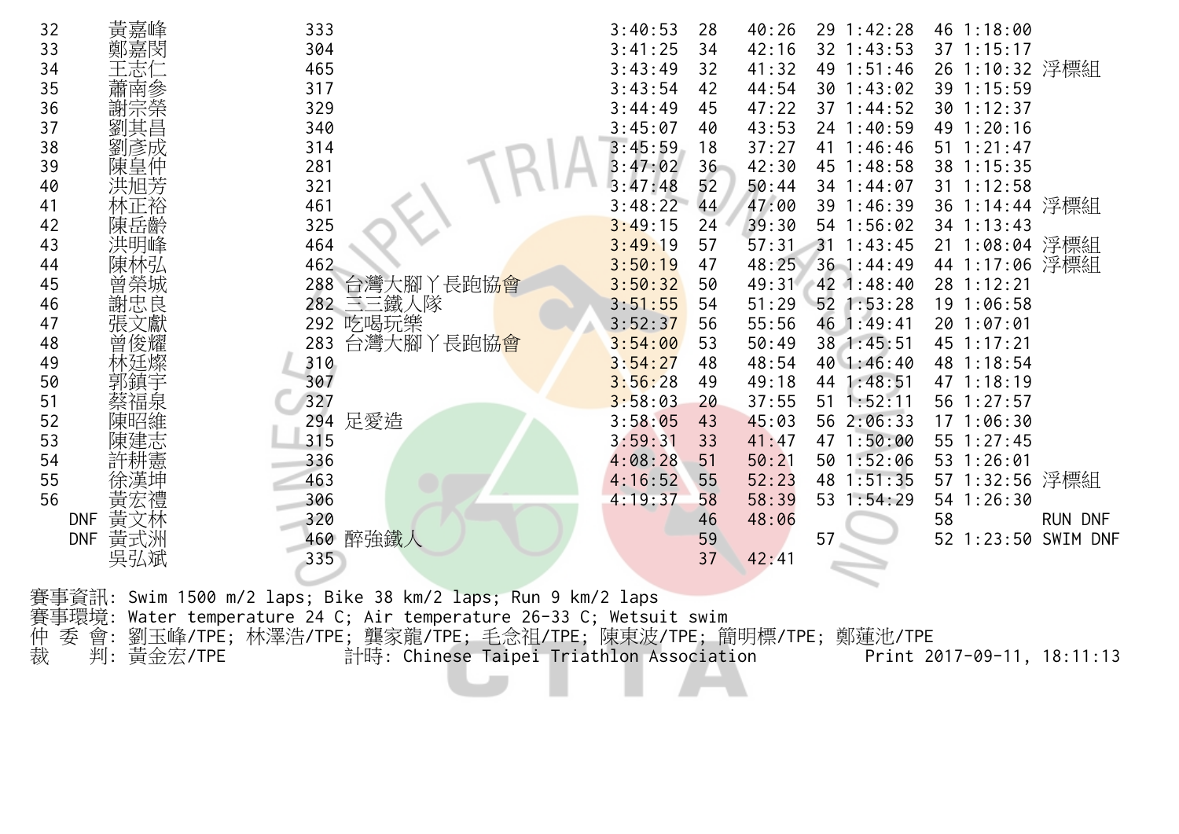| | | | | | | | | | | | |
|---|---|---|---|---|---|---|---|---|---|---|---|
| 32 | 黃嘉峰 | 333 | | 3:40:53 | 28 | 40:26 | 29 | 1:42:28 | 46 | 1:18:00 | |
| 33 | 鄭嘉閔 | 304 | | 3:41:25 | 34 | 42:16 | 32 | 1:43:53 | 37 | 1:15:17 | |
| 34 | 王志仁 | 465 | | 3:43:49 | 32 | 41:32 | 49 | 1:51:46 | 26 | 1:10:32 | 浮標組 |
| 35 | 蕭南參 | 317 | | 3:43:54 | 42 | 44:54 | 30 | 1:43:02 | 39 | 1:15:59 | |
| 36 | 謝宗榮 | 329 | | 3:44:49 | 45 | 47:22 | 37 | 1:44:52 | 30 | 1:12:37 | |
| 37 | 劉其昌 | 340 | | 3:45:07 | 40 | 43:53 | 24 | 1:40:59 | 49 | 1:20:16 | |
| 38 | 劉彥成 | 314 | | 3:45:59 | 18 | 37:27 | 41 | 1:46:46 | 51 | 1:21:47 | |
| 39 | 陳皇仲 | 281 | | 3:47:02 | 36 | 42:30 | 45 | 1:48:58 | 38 | 1:15:35 | |
| 40 | 洪旭芳 | 321 | | 3:47:48 | 52 | 50:44 | 34 | 1:44:07 | 31 | 1:12:58 | |
| 41 | 林正裕 | 461 | | 3:48:22 | 44 | 47:00 | 39 | 1:46:39 | 36 | 1:14:44 | 浮標組 |
| 42 | 陳岳齡 | 325 | | 3:49:15 | 24 | 39:30 | 54 | 1:56:02 | 34 | 1:13:43 | |
| 43 | 洪明峰 | 464 | | 3:49:19 | 57 | 57:31 | 31 | 1:43:45 | 21 | 1:08:04 | 浮標組 |
| 44 | 陳林弘 | 462 | | 3:50:19 | 47 | 48:25 | 36 | 1:44:49 | 44 | 1:17:06 | 浮標組 |
| 45 | 曾榮城 | 288 | 台灣大腳丫長跑協會 | 3:50:32 | 50 | 49:31 | 42 | 1:48:40 | 28 | 1:12:21 | |
| 46 | 謝忠良 | 282 | 三三鐵人隊 | 3:51:55 | 54 | 51:29 | 52 | 1:53:28 | 19 | 1:06:58 | |
| 47 | 張文獻 | 292 | 吃喝玩樂 | 3:52:37 | 56 | 55:56 | 46 | 1:49:41 | 20 | 1:07:01 | |
| 48 | 曾俊耀 | 283 | 台灣大腳丫長跑協會 | 3:54:00 | 53 | 50:49 | 38 | 1:45:51 | 45 | 1:17:21 | |
| 49 | 林廷燦 | 310 | | 3:54:27 | 48 | 48:54 | 40 | 1:46:40 | 48 | 1:18:54 | |
| 50 | 郭鎮宇 | 307 | | 3:56:28 | 49 | 49:18 | 44 | 1:48:51 | 47 | 1:18:19 | |
| 51 | 蔡福泉 | 327 | | 3:58:03 | 20 | 37:55 | 51 | 1:52:11 | 56 | 1:27:57 | |
| 52 | 陳昭維 | 294 | 足愛造 | 3:58:05 | 43 | 45:03 | 56 | 2:06:33 | 17 | 1:06:30 | |
| 53 | 陳建志 | 315 | | 3:59:31 | 33 | 41:47 | 47 | 1:50:00 | 55 | 1:27:45 | |
| 54 | 許耕憲 | 336 | | 4:08:28 | 51 | 50:21 | 50 | 1:52:06 | 53 | 1:26:01 | |
| 55 | 徐漢坤 | 463 | | 4:16:52 | 55 | 52:23 | 48 | 1:51:35 | 57 | 1:32:56 | 浮標組 |
| 56 | 黃宏禮 | 306 | | 4:19:37 | 58 | 58:39 | 53 | 1:54:29 | 54 | 1:26:30 | |
| DNF | 黃文林 | 320 | | | 46 | 48:06 | | | 58 | | RUN DNF |
| DNF | 黃式洲 | 460 | 醉強鐵人 | | 59 | | 57 | | 52 | 1:23:50 | SWIM DNF |
| | 吳弘斌 | 335 | | | 37 | 42:41 | | | | | |

賽事資訊: Swim 1500 m/2 laps; Bike 38 km/2 laps; Run 9 km/2 laps
賽事環境: Water temperature 24 C; Air temperature 26-33 C; Wetsuit swim
仲 委 會: 劉玉峰/TPE; 林澤浩/TPE; 龔家龍/TPE; 毛念祖/TPE; 陳東波/TPE; 簡明標/TPE; 鄭蓮池/TPE
裁 判: 黃金宏/TPE 計時: Chinese Taipei Triathlon Association Print 2017-09-11, 18:11:13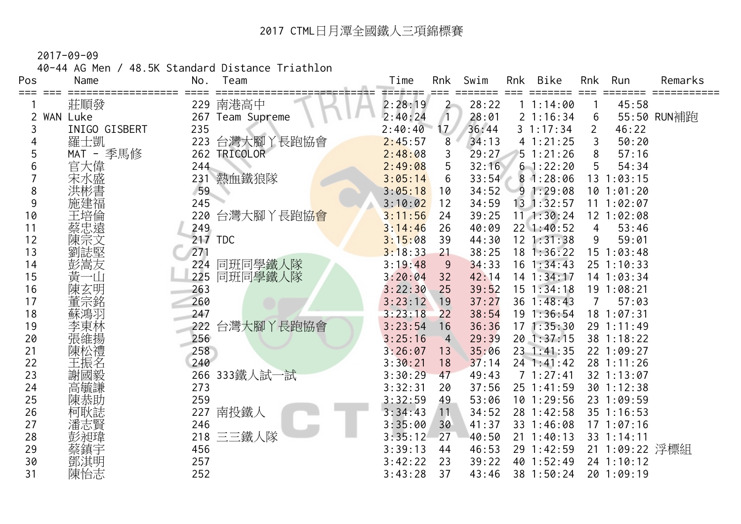# 2017 CTML日月潭全國鐵人三項錦標賽

2017-09-09

40-44 AG Men / 48.5K Standard Distance Triathlon

| Pos | | Name | No. | Team | Time | Rnk | Swim | Rnk | Bike | Rnk | Run | Remarks |
|---|---|---|---|---|---|---|---|---|---|---|---|---|
| 1 | | 莊順發 | 229 | 南港高中 | 2:28:19 | 2 | 28:22 | 1 | 1:14:00 | 1 | 45:58 | |
| 2 | WAN | Luke | 267 | Team Supreme | 2:40:24 | 1 | 28:01 | 2 | 1:16:34 | 6 | 55:50 | RUN補跑 |
| 3 | | INIGO GISBERT | 235 | | 2:40:40 | 17 | 36:44 | 3 | 1:17:34 | 2 | 46:22 | |
| 4 | | 羅士凱 | 223 | 台灣大腳丫長跑協會 | 2:45:57 | 8 | 34:13 | 4 | 1:21:25 | 3 | 50:20 | |
| 5 | | MAT - 季馬修 | 262 | TRICOLOR | 2:48:08 | 3 | 29:27 | 5 | 1:21:26 | 8 | 57:16 | |
| 6 | | 官大偉 | 244 | | 2:49:08 | 5 | 32:16 | 6 | 1:22:20 | 5 | 54:34 | |
| 7 | | 宋水盛 | 231 | 熱血鐵狼隊 | 3:05:14 | 6 | 33:54 | 8 | 1:28:06 | 13 | 1:03:15 | |
| 8 | | 洪彬書 | 59 | | 3:05:18 | 10 | 34:52 | 9 | 1:29:08 | 10 | 1:01:20 | |
| 9 | | 施建福 | 245 | | 3:10:02 | 12 | 34:59 | 13 | 1:32:57 | 11 | 1:02:07 | |
| 10 | | 王培倫 | 220 | 台灣大腳丫長跑協會 | 3:11:56 | 24 | 39:25 | 11 | 1:30:24 | 12 | 1:02:08 | |
| 11 | | 蔡忠遠 | 249 | | 3:14:46 | 26 | 40:09 | 22 | 1:40:52 | 4 | 53:46 | |
| 12 | | 陳宗文 | 217 | TDC | 3:15:08 | 39 | 44:30 | 12 | 1:31:38 | 9 | 59:01 | |
| 13 | | 劉誌堅 | 271 | | 3:18:33 | 21 | 38:25 | 18 | 1:36:22 | 15 | 1:03:48 | |
| 14 | | 彭嵩友 | 224 | 同班同學鐵人隊 | 3:19:48 | 9 | 34:33 | 16 | 1:34:43 | 25 | 1:10:33 | |
| 15 | | 黃一山 | 225 | 同班同學鐵人隊 | 3:20:04 | 32 | 42:14 | 14 | 1:34:17 | 14 | 1:03:34 | |
| 16 | | 陳玄明 | 263 | | 3:22:30 | 25 | 39:52 | 15 | 1:34:18 | 19 | 1:08:21 | |
| 17 | | 董宗銘 | 260 | | 3:23:12 | 19 | 37:27 | 36 | 1:48:43 | 7 | 57:03 | |
| 18 | | 蘇鴻羽 | 247 | | 3:23:18 | 22 | 38:54 | 19 | 1:36:54 | 18 | 1:07:31 | |
| 19 | | 李東林 | 222 | 台灣大腳丫長跑協會 | 3:23:54 | 16 | 36:36 | 17 | 1:35:30 | 29 | 1:11:49 | |
| 20 | | 張維揚 | 256 | | 3:25:16 | 4 | 29:39 | 20 | 1:37:15 | 38 | 1:18:22 | |
| 21 | | 陳松禮 | 258 | | 3:26:07 | 13 | 35:06 | 23 | 1:41:35 | 22 | 1:09:27 | |
| 22 | | 王振名 | 240 | | 3:30:21 | 18 | 37:14 | 24 | 1:41:42 | 28 | 1:11:26 | |
| 23 | | 謝國毅 | 266 | 333鐵人試一試 | 3:30:29 | 47 | 49:43 | 7 | 1:27:41 | 32 | 1:13:07 | |
| 24 | | 高毓謙 | 273 | | 3:32:31 | 20 | 37:56 | 25 | 1:41:59 | 30 | 1:12:38 | |
| 25 | | 陳恭助 | 259 | | 3:32:59 | 49 | 53:06 | 10 | 1:29:56 | 23 | 1:09:59 | |
| 26 | | 柯耿誌 | 227 | 南投鐵人 | 3:34:43 | 11 | 34:52 | 28 | 1:42:58 | 35 | 1:16:53 | |
| 27 | | 潘志賢 | 246 | | 3:35:00 | 30 | 41:37 | 33 | 1:46:08 | 17 | 1:07:16 | |
| 28 | | 彭昶瑋 | 218 | 三三鐵人隊 | 3:35:12 | 27 | 40:50 | 21 | 1:40:13 | 33 | 1:14:11 | |
| 29 | | 蔡鎮宇 | 456 | | 3:39:13 | 44 | 46:53 | 29 | 1:42:59 | 21 | 1:09:22 | 浮標組 |
| 30 | | 鄧淇明 | 257 | | 3:42:22 | 23 | 39:22 | 40 | 1:52:49 | 24 | 1:10:12 | |
| 31 | | 陳怡志 | 252 | | 3:43:28 | 37 | 43:46 | 38 | 1:50:24 | 20 | 1:09:19 | |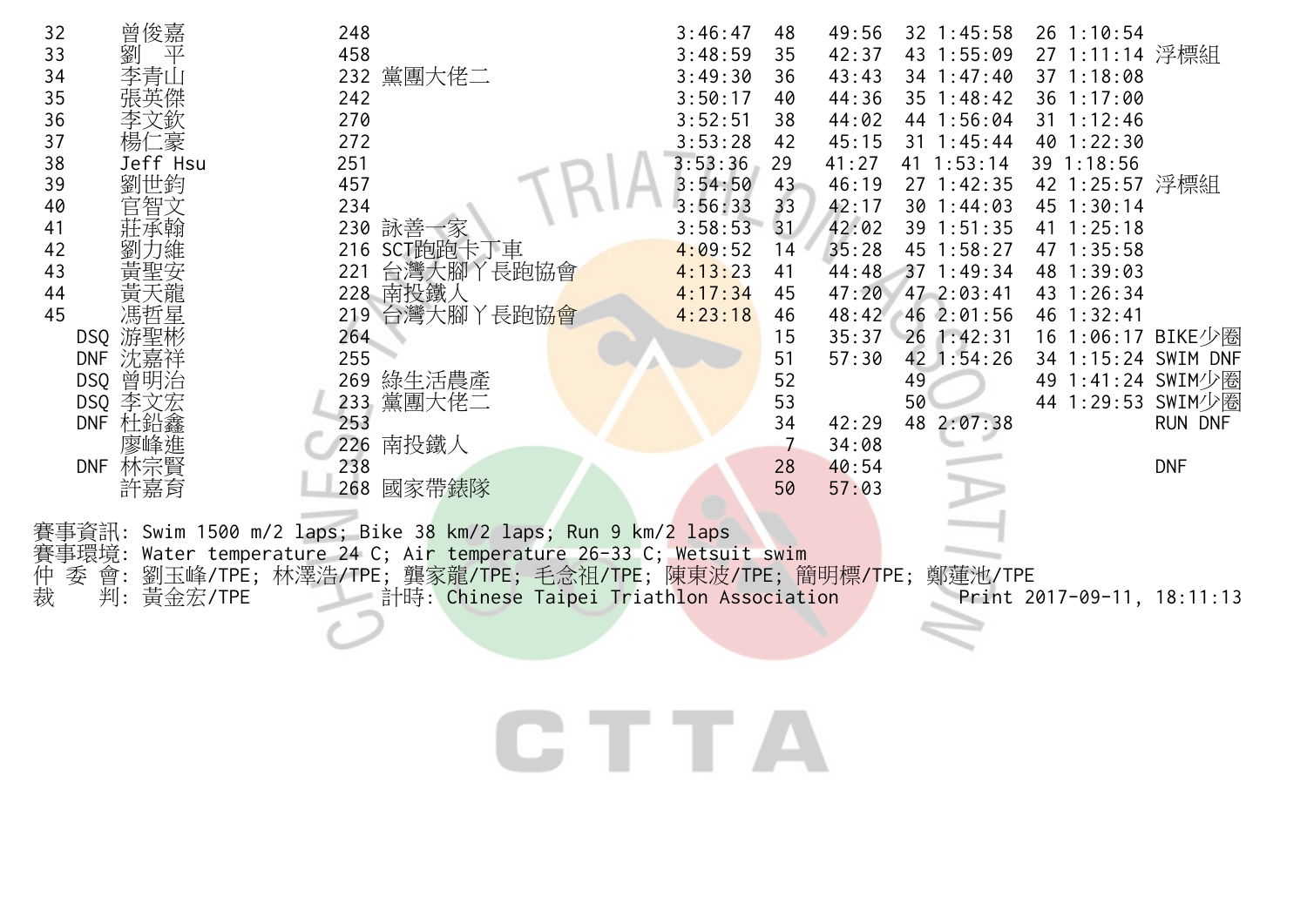| 名次 | 姓名 | 號碼 | 團隊 | 總成績 | 游泳名次 | 游泳 | 自行車名次 | 自行車 | 跑步名次 | 跑步 | 備註 |
|---|---|---|---|---|---|---|---|---|---|---|---|
| 32 | 曾俊嘉 | 248 | | 3:46:47 | 48 | 49:56 | 32 | 1:45:58 | 26 | 1:10:54 | |
| 33 | 劉　平 | 458 | | 3:48:59 | 35 | 42:37 | 43 | 1:55:09 | 27 | 1:11:14 | 浮標組 |
| 34 | 李青山 | 232 | 黨團大佬二 | 3:49:30 | 36 | 43:43 | 34 | 1:47:40 | 37 | 1:18:08 | |
| 35 | 張英傑 | 242 | | 3:50:17 | 40 | 44:36 | 35 | 1:48:42 | 36 | 1:17:00 | |
| 36 | 李文欽 | 270 | | 3:52:51 | 38 | 44:02 | 44 | 1:56:04 | 31 | 1:12:46 | |
| 37 | 楊仁豪 | 272 | | 3:53:28 | 42 | 45:15 | 31 | 1:45:44 | 40 | 1:22:30 | |
| 38 | Jeff Hsu | 251 | | 3:53:36 | 29 | 41:27 | 41 | 1:53:14 | 39 | 1:18:56 | |
| 39 | 劉世鈞 | 457 | | 3:54:50 | 43 | 46:19 | 27 | 1:42:35 | 42 | 1:25:57 | 浮標組 |
| 40 | 官智文 | 234 | | 3:56:33 | 33 | 42:17 | 30 | 1:44:03 | 45 | 1:30:14 | |
| 41 | 莊承翰 | 230 | 詠善一家 | 3:58:53 | 31 | 42:02 | 39 | 1:51:35 | 41 | 1:25:18 | |
| 42 | 劉力維 | 216 | SCT跑跑卡丁車 | 4:09:52 | 14 | 35:28 | 45 | 1:58:27 | 47 | 1:35:58 | |
| 43 | 黃聖安 | 221 | 台灣大腳丫長跑協會 | 4:13:23 | 41 | 44:48 | 37 | 1:49:34 | 48 | 1:39:03 | |
| 44 | 黃天龍 | 228 | 南投鐵人 | 4:17:34 | 45 | 47:20 | 47 | 2:03:41 | 43 | 1:26:34 | |
| 45 | 馮哲星 | 219 | 台灣大腳丫長跑協會 | 4:23:18 | 46 | 48:42 | 46 | 2:01:56 | 46 | 1:32:41 | |
| DSQ | 游聖彬 | 264 | | | 15 | 35:37 | 26 | 1:42:31 | 16 | 1:06:17 | BIKE少圈 |
| DNF | 沈嘉祥 | 255 | | | 51 | 57:30 | 42 | 1:54:26 | 34 | 1:15:24 | SWIM DNF |
| DSQ | 曾明治 | 269 | 綠生活農產 | | 52 | | 49 | | 49 | 1:41:24 | SWIM少圈 |
| DSQ | 李文宏 | 233 | 黨團大佬二 | | 53 | | 50 | | 44 | 1:29:53 | SWIM少圈 |
| DNF | 杜鉛鑫 | 253 | | | 34 | 42:29 | 48 | 2:07:38 | | | RUN DNF |
| | 廖峰進 | 226 | 南投鐵人 | | 7 | 34:08 | | | | | |
| DNF | 林宗賢 | 238 | | | 28 | 40:54 | | | | | DNF |
| | 許嘉育 | 268 | 國家帶錶隊 | | 50 | 57:03 | | | | | |

賽事資訊: Swim 1500 m/2 laps; Bike 38 km/2 laps; Run 9 km/2 laps
賽事環境: Water temperature 24 C; Air temperature 26-33 C; Wetsuit swim
仲 委 會: 劉玉峰/TPE; 林澤浩/TPE; 龔家龍/TPE; 毛念祖/TPE; 陳東波/TPE; 簡明標/TPE; 鄭蓮池/TPE
裁　　判: 黃金宏/TPE　　計時: Chinese Taipei Triathlon Association　　Print 2017-09-11, 18:11:13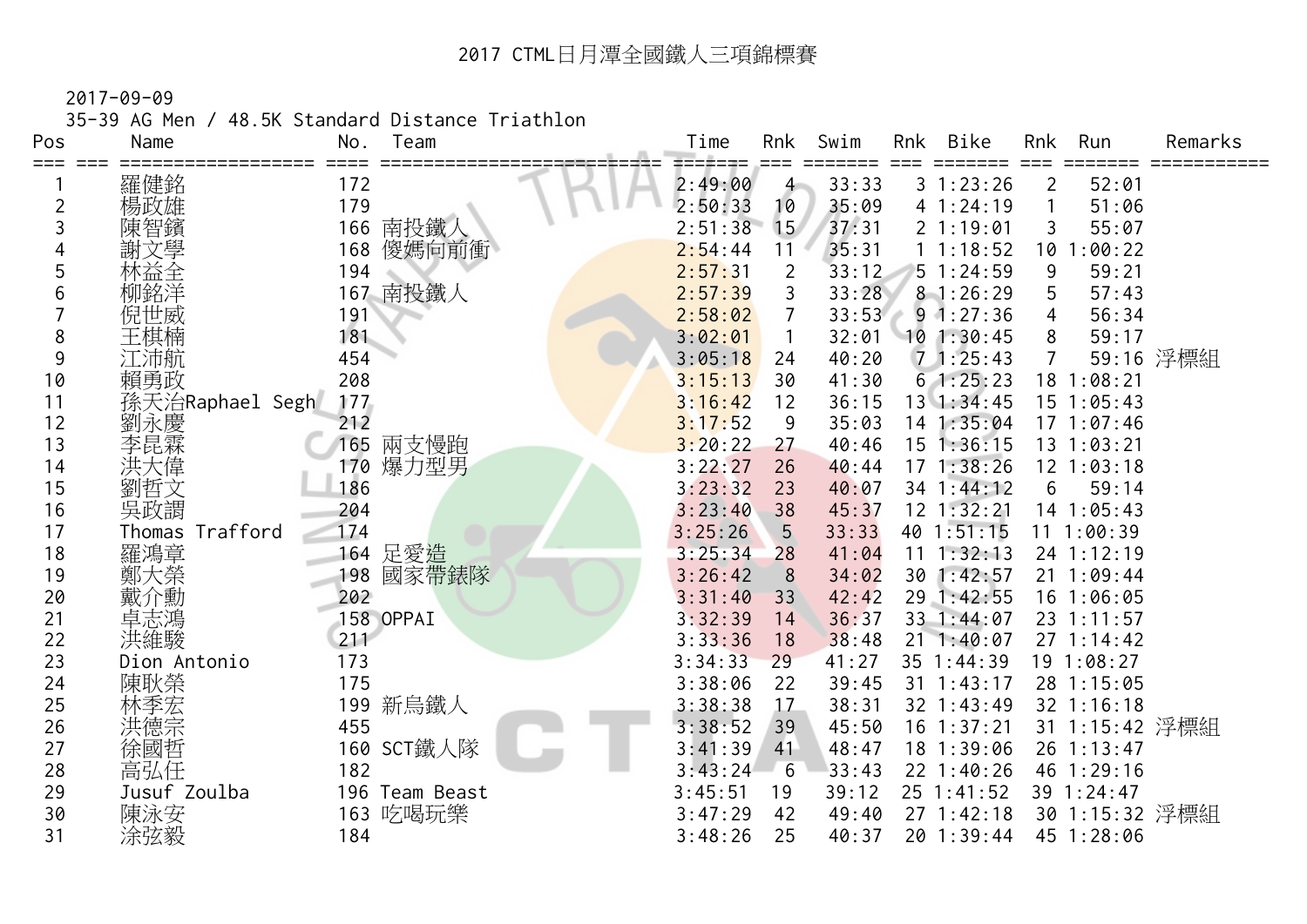# 2017 CTML日月潭全國鐵人三項錦標賽

2017-09-09

35-39 AG Men / 48.5K Standard Distance Triathlon

| Pos | Name | No. | Team | Time | Rnk | Swim | Rnk | Bike | Rnk | Run | Remarks |
|---|---|---|---|---|---|---|---|---|---|---|---|
| 1 | 羅健銘 | 172 | | 2:49:00 | 4 | 33:33 | 3 | 1:23:26 | 2 | 52:01 | |
| 2 | 楊政雄 | 179 | | 2:50:33 | 10 | 35:09 | 4 | 1:24:19 | 1 | 51:06 | |
| 3 | 陳智鑌 | 166 | 南投鐵人 | 2:51:38 | 15 | 37:31 | 2 | 1:19:01 | 3 | 55:07 | |
| 4 | 謝文學 | 168 | 傻媽向前衝 | 2:54:44 | 11 | 35:31 | 1 | 1:18:52 | 10 | 1:00:22 | |
| 5 | 林益全 | 194 | | 2:57:31 | 2 | 33:12 | 5 | 1:24:59 | 9 | 59:21 | |
| 6 | 柳銘洋 | 167 | 南投鐵人 | 2:57:39 | 3 | 33:28 | 8 | 1:26:29 | 5 | 57:43 | |
| 7 | 倪世威 | 191 | | 2:58:02 | 7 | 33:53 | 9 | 1:27:36 | 4 | 56:34 | |
| 8 | 王棋楠 | 181 | | 3:02:01 | 1 | 32:01 | 10 | 1:30:45 | 8 | 59:17 | |
| 9 | 江沛航 | 454 | | 3:05:18 | 24 | 40:20 | 7 | 1:25:43 | 7 | 59:16 | 浮標組 |
| 10 | 賴勇政 | 208 | | 3:15:13 | 30 | 41:30 | 6 | 1:25:23 | 18 | 1:08:21 | |
| 11 | 孫天治Raphael Segh | 177 | | 3:16:42 | 12 | 36:15 | 13 | 1:34:45 | 15 | 1:05:43 | |
| 12 | 劉永慶 | 212 | | 3:17:52 | 9 | 35:03 | 14 | 1:35:04 | 17 | 1:07:46 | |
| 13 | 李昆霖 | 165 | 兩支慢跑 | 3:20:22 | 27 | 40:46 | 15 | 1:36:15 | 13 | 1:03:21 | |
| 14 | 洪大偉 | 170 | 爆力型男 | 3:22:27 | 26 | 40:44 | 17 | 1:38:26 | 12 | 1:03:18 | |
| 15 | 劉哲文 | 186 | | 3:23:32 | 23 | 40:07 | 34 | 1:44:12 | 6 | 59:14 | |
| 16 | 吳政謂 | 204 | | 3:23:40 | 38 | 45:37 | 12 | 1:32:21 | 14 | 1:05:43 | |
| 17 | Thomas Trafford | 174 | | 3:25:26 | 5 | 33:33 | 40 | 1:51:15 | 11 | 1:00:39 | |
| 18 | 羅鴻章 | 164 | 足愛造 | 3:25:34 | 28 | 41:04 | 11 | 1:32:13 | 24 | 1:12:19 | |
| 19 | 鄭大榮 | 198 | 國家帶錶隊 | 3:26:42 | 8 | 34:02 | 30 | 1:42:57 | 21 | 1:09:44 | |
| 20 | 戴介勳 | 202 | | 3:31:40 | 33 | 42:42 | 29 | 1:42:55 | 16 | 1:06:05 | |
| 21 | 卓志鴻 | 158 | OPPAI | 3:32:39 | 14 | 36:37 | 33 | 1:44:07 | 23 | 1:11:57 | |
| 22 | 洪維駿 | 211 | | 3:33:36 | 18 | 38:48 | 21 | 1:40:07 | 27 | 1:14:42 | |
| 23 | Dion Antonio | 173 | | 3:34:33 | 29 | 41:27 | 35 | 1:44:39 | 19 | 1:08:27 | |
| 24 | 陳耿榮 | 175 | | 3:38:06 | 22 | 39:45 | 31 | 1:43:17 | 28 | 1:15:05 | |
| 25 | 林季宏 | 199 | 新烏鐵人 | 3:38:38 | 17 | 38:31 | 32 | 1:43:49 | 32 | 1:16:18 | |
| 26 | 洪德宗 | 455 | | 3:38:52 | 39 | 45:50 | 16 | 1:37:21 | 31 | 1:15:42 | 浮標組 |
| 27 | 徐國哲 | 160 | SCT鐵人隊 | 3:41:39 | 41 | 48:47 | 18 | 1:39:06 | 26 | 1:13:47 | |
| 28 | 高弘任 | 182 | | 3:43:24 | 6 | 33:43 | 22 | 1:40:26 | 46 | 1:29:16 | |
| 29 | Jusuf Zoulba | 196 | Team Beast | 3:45:51 | 19 | 39:12 | 25 | 1:41:52 | 39 | 1:24:47 | |
| 30 | 陳泳安 | 163 | 吃喝玩樂 | 3:47:29 | 42 | 49:40 | 27 | 1:42:18 | 30 | 1:15:32 | 浮標組 |
| 31 | 涂弦毅 | 184 | | 3:48:26 | 25 | 40:37 | 20 | 1:39:44 | 45 | 1:28:06 | |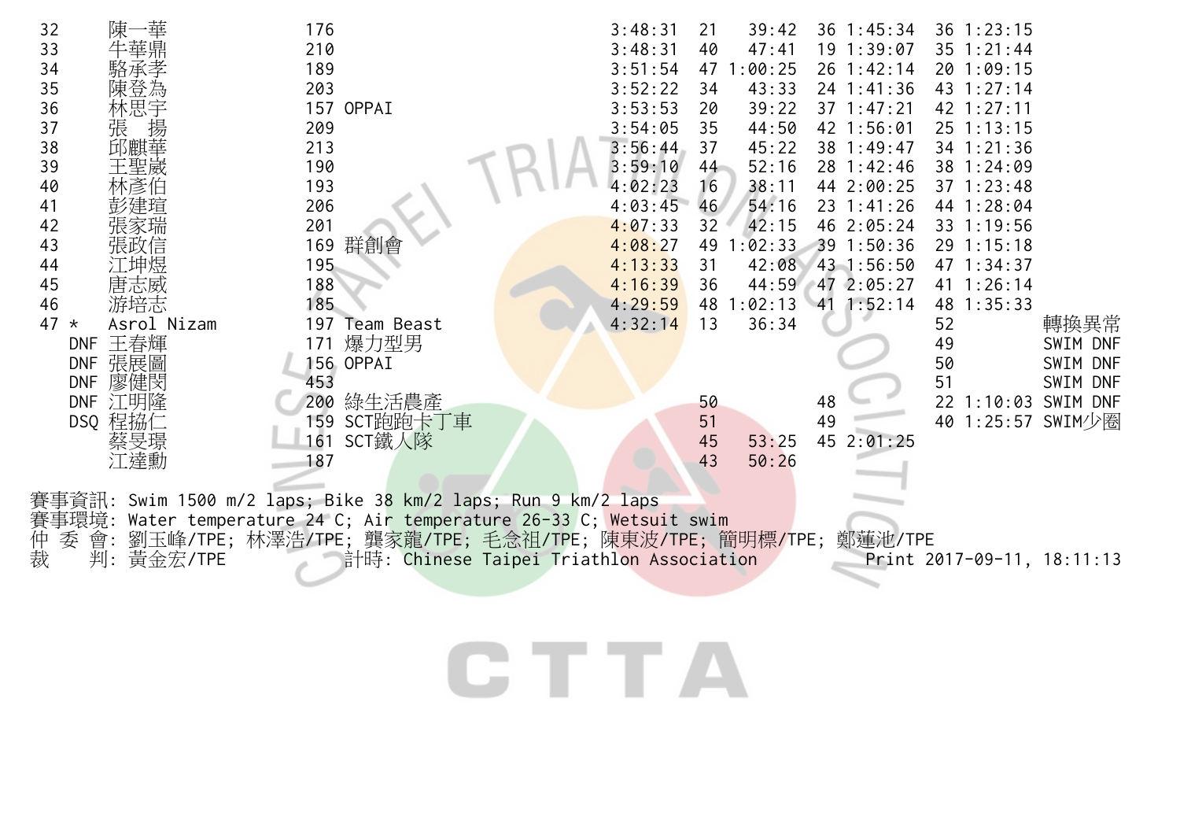| 名次 | 姓名 | 號碼 | 隊名 | 總成績 | 游泳名次 | 游泳 | 自行車名次 | 自行車 | 跑步名次 | 跑步 | 備註 |
|---|---|---|---|---|---|---|---|---|---|---|---|
| 32 | 陳一華 | 176 | | 3:48:31 | 21 | 39:42 | 36 | 1:45:34 | 36 | 1:23:15 | |
| 33 | 牛華鼎 | 210 | | 3:48:31 | 40 | 47:41 | 19 | 1:39:07 | 35 | 1:21:44 | |
| 34 | 駱承孝 | 189 | | 3:51:54 | 47 | 1:00:25 | 26 | 1:42:14 | 20 | 1:09:15 | |
| 35 | 陳登為 | 203 | | 3:52:22 | 34 | 43:33 | 24 | 1:41:36 | 43 | 1:27:14 | |
| 36 | 林思宇 | 157 | OPPAI | 3:53:53 | 20 | 39:22 | 37 | 1:47:21 | 42 | 1:27:11 | |
| 37 | 張　揚 | 209 | | 3:54:05 | 35 | 44:50 | 42 | 1:56:01 | 25 | 1:13:15 | |
| 38 | 邱麒華 | 213 | | 3:56:44 | 37 | 45:22 | 38 | 1:49:47 | 34 | 1:21:36 | |
| 39 | 王聖崴 | 190 | | 3:59:10 | 44 | 52:16 | 28 | 1:42:46 | 38 | 1:24:09 | |
| 40 | 林彥伯 | 193 | | 4:02:23 | 16 | 38:11 | 44 | 2:00:25 | 37 | 1:23:48 | |
| 41 | 彭建瑄 | 206 | | 4:03:45 | 46 | 54:16 | 23 | 1:41:26 | 44 | 1:28:04 | |
| 42 | 張家瑞 | 201 | | 4:07:33 | 32 | 42:15 | 46 | 2:05:24 | 33 | 1:19:56 | |
| 43 | 張政信 | 169 | 群創會 | 4:08:27 | 49 | 1:02:33 | 39 | 1:50:36 | 29 | 1:15:18 | |
| 44 | 江坤煜 | 195 | | 4:13:33 | 31 | 42:08 | 43 | 1:56:50 | 47 | 1:34:37 | |
| 45 | 唐志威 | 188 | | 4:16:39 | 36 | 44:59 | 47 | 2:05:27 | 41 | 1:26:14 | |
| 46 | 游培志 | 185 | | 4:29:59 | 48 | 1:02:13 | 41 | 1:52:14 | 48 | 1:35:33 | |
| 47 * | Asrol Nizam | 197 | Team Beast | 4:32:14 | 13 | 36:34 | | | 52 | | 轉換異常 |
| DNF | 王春輝 | 171 | 爆力型男 | | | | | | 49 | | SWIM DNF |
| DNF | 張展圖 | 156 | OPPAI | | | | | | 50 | | SWIM DNF |
| DNF | 廖健閔 | 453 | | | | | | | 51 | | SWIM DNF |
| DNF | 江明隆 | 200 | 綠生活農產 | | 50 | | 48 | | 22 | 1:10:03 | SWIM DNF |
| DSQ | 程協仁 | 159 | SCT跑跑卡丁車 | | 51 | | 49 | | 40 | 1:25:57 | SWIM少圈 |
| | 蔡旻璟 | 161 | SCT鐵人隊 | | 45 | 53:25 | 45 | 2:01:25 | | | |
| | 江達勳 | 187 | | | 43 | 50:26 | | | | | |

賽事資訊: Swim 1500 m/2 laps; Bike 38 km/2 laps; Run 9 km/2 laps
賽事環境: Water temperature 24 C; Air temperature 26-33 C; Wetsuit swim
仲 委 會: 劉玉峰/TPE; 林澤浩/TPE; 龔家龍/TPE; 毛念祖/TPE; 陳東波/TPE; 簡明標/TPE; 鄭蓮池/TPE
裁　　判: 黃金宏/TPE　　計時: Chinese Taipei Triathlon Association　　Print 2017-09-11, 18:11:13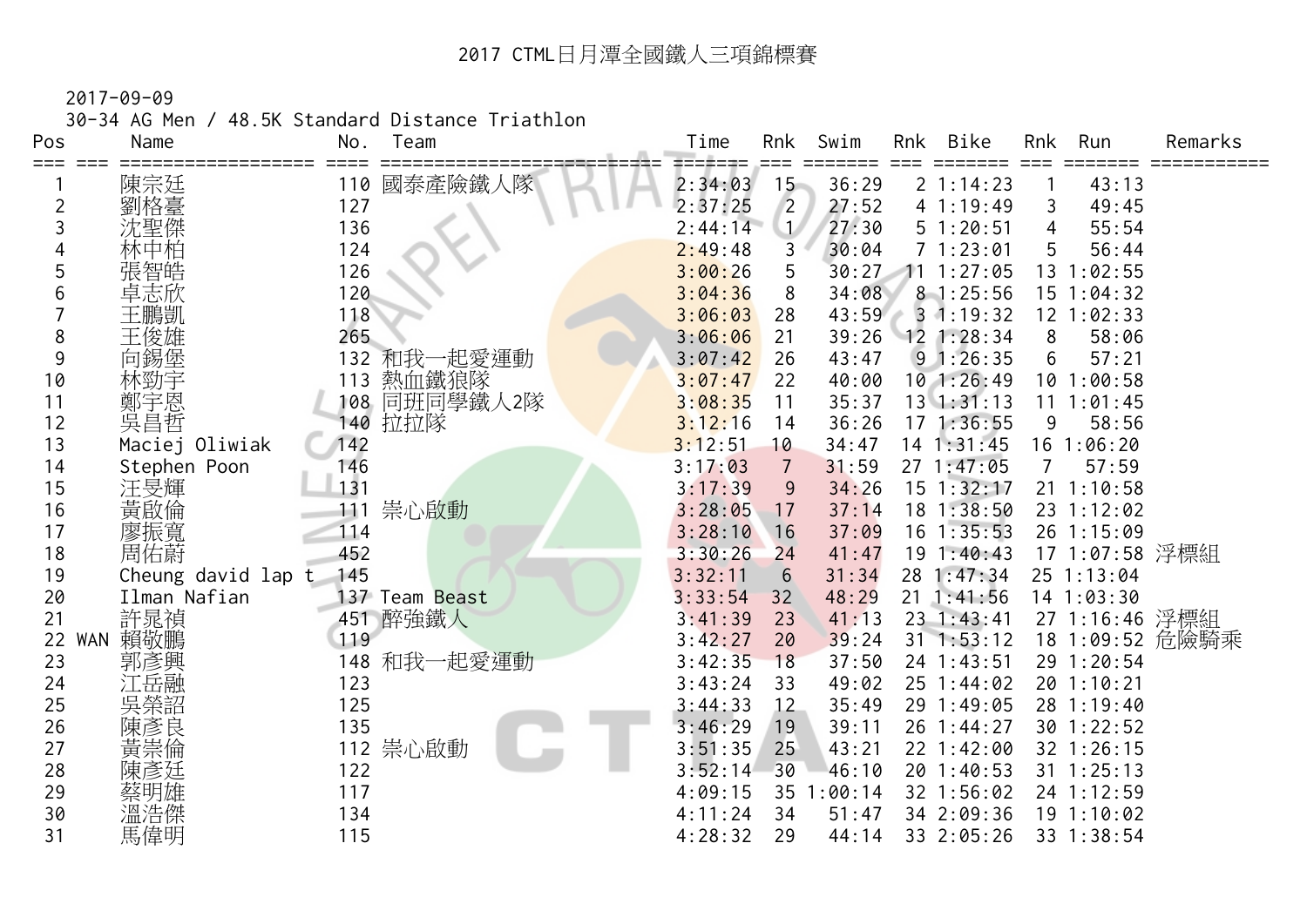# 2017 CTML日月潭全國鐵人三項錦標賽

2017-09-09

30-34 AG Men / 48.5K Standard Distance Triathlon

| Pos | | Name | No. | Team | Time | Rnk | Swim | Rnk | Bike | Rnk | Run | Remarks |
|---|---|---|---|---|---|---|---|---|---|---|---|---|
| 1 | | 陳宗廷 | 110 | 國泰產險鐵人隊 | 2:34:03 | 15 | 36:29 | 2 | 1:14:23 | 1 | 43:13 | |
| 2 | | 劉格臺 | 127 | | 2:37:25 | 2 | 27:52 | 4 | 1:19:49 | 3 | 49:45 | |
| 3 | | 沈聖傑 | 136 | | 2:44:14 | 1 | 27:30 | 5 | 1:20:51 | 4 | 55:54 | |
| 4 | | 林中柏 | 124 | | 2:49:48 | 3 | 30:04 | 7 | 1:23:01 | 5 | 56:44 | |
| 5 | | 張智皓 | 126 | | 3:00:26 | 5 | 30:27 | 11 | 1:27:05 | 13 | 1:02:55 | |
| 6 | | 卓志欣 | 120 | | 3:04:36 | 8 | 34:08 | 8 | 1:25:56 | 15 | 1:04:32 | |
| 7 | | 王鵬凱 | 118 | | 3:06:03 | 28 | 43:59 | 3 | 1:19:32 | 12 | 1:02:33 | |
| 8 | | 王俊雄 | 265 | | 3:06:06 | 21 | 39:26 | 12 | 1:28:34 | 8 | 58:06 | |
| 9 | | 向錫堡 | 132 | 和我一起愛運動 | 3:07:42 | 26 | 43:47 | 9 | 1:26:35 | 6 | 57:21 | |
| 10 | | 林勁宇 | 113 | 熱血鐵狼隊 | 3:07:47 | 22 | 40:00 | 10 | 1:26:49 | 10 | 1:00:58 | |
| 11 | | 鄭宇恩 | 108 | 同班同學鐵人2隊 | 3:08:35 | 11 | 35:37 | 13 | 1:31:13 | 11 | 1:01:45 | |
| 12 | | 吳昌哲 | 140 | 拉拉隊 | 3:12:16 | 14 | 36:26 | 17 | 1:36:55 | 9 | 58:56 | |
| 13 | | Maciej Oliwiak | 142 | | 3:12:51 | 10 | 34:47 | 14 | 1:31:45 | 16 | 1:06:20 | |
| 14 | | Stephen Poon | 146 | | 3:17:03 | 7 | 31:59 | 27 | 1:47:05 | 7 | 57:59 | |
| 15 | | 汪旻輝 | 131 | | 3:17:39 | 9 | 34:26 | 15 | 1:32:17 | 21 | 1:10:58 | |
| 16 | | 黃啟倫 | 111 | 崇心啟動 | 3:28:05 | 17 | 37:14 | 18 | 1:38:50 | 23 | 1:12:02 | |
| 17 | | 廖振寬 | 114 | | 3:28:10 | 16 | 37:09 | 16 | 1:35:53 | 26 | 1:15:09 | |
| 18 | | 周佑蔚 | 452 | | 3:30:26 | 24 | 41:47 | 19 | 1:40:43 | 17 | 1:07:58 | 浮標組 |
| 19 | | Cheung david lap t | 145 | | 3:32:11 | 6 | 31:34 | 28 | 1:47:34 | 25 | 1:13:04 | |
| 20 | | Ilman Nafian | 137 | Team Beast | 3:33:54 | 32 | 48:29 | 21 | 1:41:56 | 14 | 1:03:30 | |
| 21 | | 許晁禎 | 451 | 醉強鐵人 | 3:41:39 | 23 | 41:13 | 23 | 1:43:41 | 27 | 1:16:46 | 浮標組 |
| 22 | WAN | 賴敬鵬 | 119 | | 3:42:27 | 20 | 39:24 | 31 | 1:53:12 | 18 | 1:09:52 | 危險騎乘 |
| 23 | | 郭彥興 | 148 | 和我一起愛運動 | 3:42:35 | 18 | 37:50 | 24 | 1:43:51 | 29 | 1:20:54 | |
| 24 | | 江岳融 | 123 | | 3:43:24 | 33 | 49:02 | 25 | 1:44:02 | 20 | 1:10:21 | |
| 25 | | 吳榮詔 | 125 | | 3:44:33 | 12 | 35:49 | 29 | 1:49:05 | 28 | 1:19:40 | |
| 26 | | 陳彥良 | 135 | | 3:46:29 | 19 | 39:11 | 26 | 1:44:27 | 30 | 1:22:52 | |
| 27 | | 黃崇倫 | 112 | 崇心啟動 | 3:51:35 | 25 | 43:21 | 22 | 1:42:00 | 32 | 1:26:15 | |
| 28 | | 陳彥廷 | 122 | | 3:52:14 | 30 | 46:10 | 20 | 1:40:53 | 31 | 1:25:13 | |
| 29 | | 蔡明雄 | 117 | | 4:09:15 | 35 | 1:00:14 | 32 | 1:56:02 | 24 | 1:12:59 | |
| 30 | | 溫浩傑 | 134 | | 4:11:24 | 34 | 51:47 | 34 | 2:09:36 | 19 | 1:10:02 | |
| 31 | | 馬偉明 | 115 | | 4:28:32 | 29 | 44:14 | 33 | 2:05:26 | 33 | 1:38:54 | |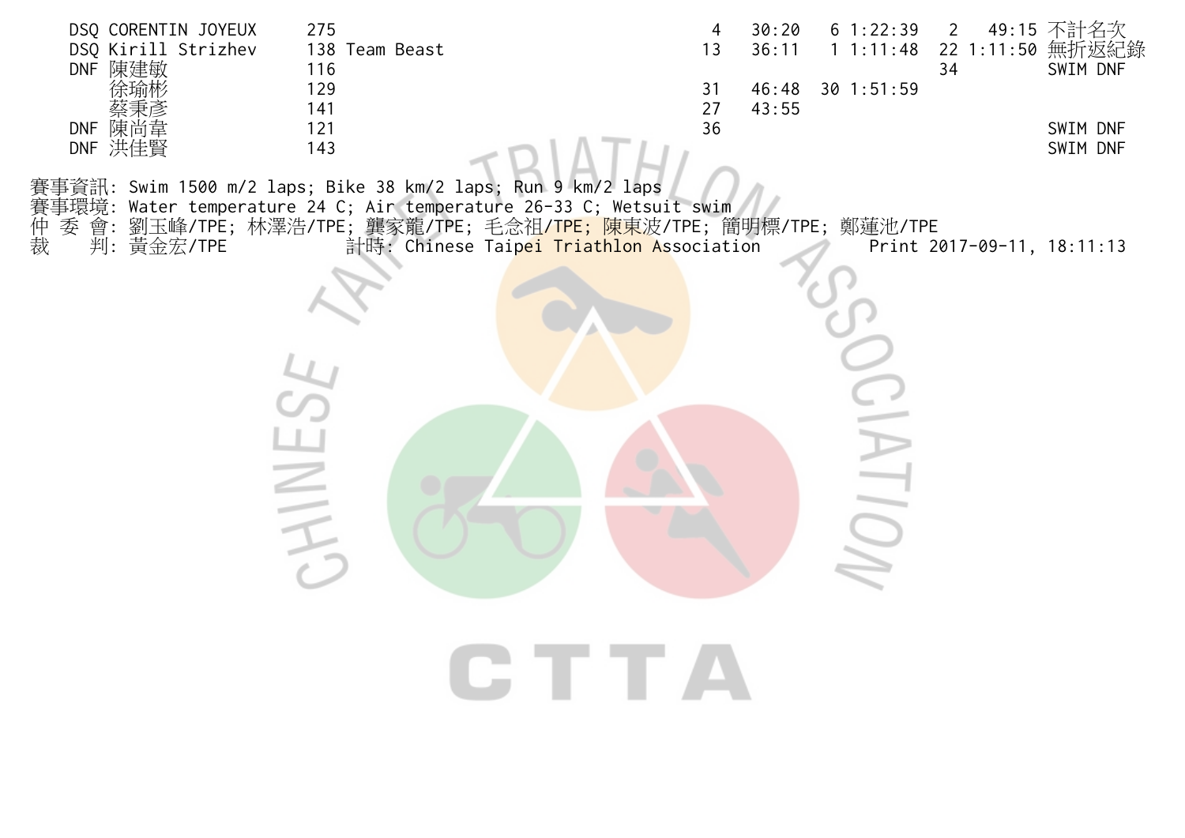| Status | Name | No. | Team | Swim Rank | Swim | Bike Rank | Bike | Run Rank | Run | Note |
|---|---|---|---|---|---|---|---|---|---|---|
| DSQ | CORENTIN JOYEUX | 275 | | 4 | 30:20 | 6 | 1:22:39 | 2 | 49:15 | 不計名次 |
| DSQ | Kirill Strizhev | 138 | Team Beast | 13 | 36:11 | 1 | 1:11:48 | 22 | 1:11:50 | 無折返紀錄 |
| DNF | 陳建敏 | 116 | | | | | | 34 | | SWIM DNF |
| | 徐瑜彬 | 129 | | 31 | 46:48 | 30 | 1:51:59 | | | |
| | 蔡秉彥 | 141 | | 27 | 43:55 | | | | | |
| DNF | 陳尚韋 | 121 | | 36 | | | | | | SWIM DNF |
| DNF | 洪佳賢 | 143 | | | | | | | | SWIM DNF |

賽事資訊: Swim 1500 m/2 laps; Bike 38 km/2 laps; Run 9 km/2 laps
賽事環境: Water temperature 24 C; Air temperature 26-33 C; Wetsuit swim
仲 委 會: 劉玉峰/TPE; 林澤浩/TPE; 龔家龍/TPE; 毛念祖/TPE; 陳東波/TPE; 簡明標/TPE; 鄭蓮池/TPE
裁　　判: 黃金宏/TPE　　計時: Chinese Taipei Triathlon Association　　Print 2017-09-11, 18:11:13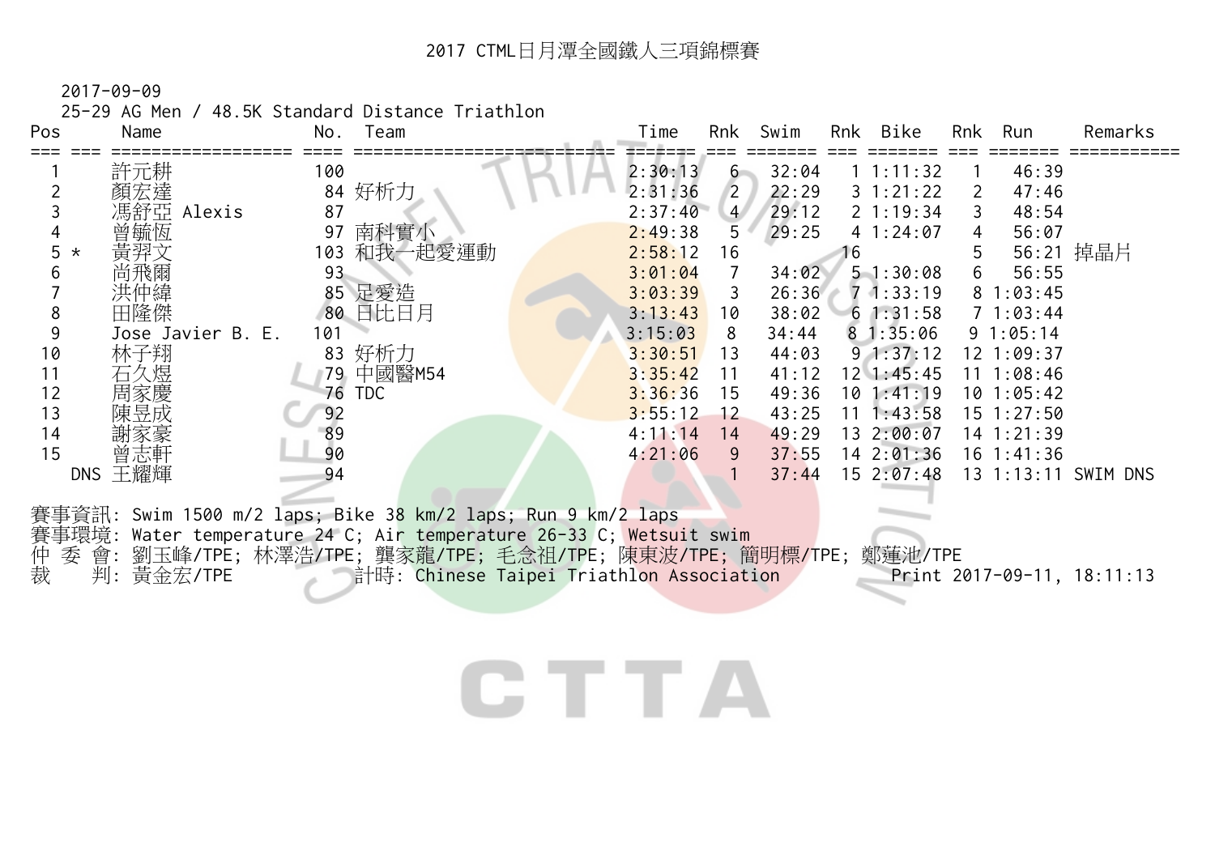# 2017 CTML日月潭全國鐵人三項錦標賽

2017-09-09

25-29 AG Men / 48.5K Standard Distance Triathlon

| Pos | | Name | No. | Team | Time | Rnk | Swim | Rnk | Bike | Rnk | Run | Remarks |
|---|---|---|---|---|---|---|---|---|---|---|---|---|
| 1 | | 許元耕 | 100 | | 2:30:13 | 6 | 32:04 | 1 | 1:11:32 | 1 | 46:39 | |
| 2 | | 顏宏達 | 84 | 好析力 | 2:31:36 | 2 | 22:29 | 3 | 1:21:22 | 2 | 47:46 | |
| 3 | | 馮舒亞 Alexis | 87 | | 2:37:40 | 4 | 29:12 | 2 | 1:19:34 | 3 | 48:54 | |
| 4 | | 曾毓恆 | 97 | 南科實小 | 2:49:38 | 5 | 29:25 | 4 | 1:24:07 | 4 | 56:07 | |
| 5 | * | 黃羿文 | 103 | 和我一起愛運動 | 2:58:12 | 16 | | 16 | | 5 | 56:21 | 掉晶片 |
| 6 | | 尚飛爾 | 93 | | 3:01:04 | 7 | 34:02 | 5 | 1:30:08 | 6 | 56:55 | |
| 7 | | 洪仲緯 | 85 | 足愛造 | 3:03:39 | 3 | 26:36 | 7 | 1:33:19 | 8 | 1:03:45 | |
| 8 | | 田隆傑 | 80 | 日比日月 | 3:13:43 | 10 | 38:02 | 6 | 1:31:58 | 7 | 1:03:44 | |
| 9 | | Jose Javier B. E. | 101 | | 3:15:03 | 8 | 34:44 | 8 | 1:35:06 | 9 | 1:05:14 | |
| 10 | | 林子翔 | 83 | 好析力 | 3:30:51 | 13 | 44:03 | 9 | 1:37:12 | 12 | 1:09:37 | |
| 11 | | 石久煜 | 79 | 中國醫M54 | 3:35:42 | 11 | 41:12 | 12 | 1:45:45 | 11 | 1:08:46 | |
| 12 | | 周家慶 | 76 | TDC | 3:36:36 | 15 | 49:36 | 10 | 1:41:19 | 10 | 1:05:42 | |
| 13 | | 陳昱成 | 92 | | 3:55:12 | 12 | 43:25 | 11 | 1:43:58 | 15 | 1:27:50 | |
| 14 | | 謝家豪 | 89 | | 4:11:14 | 14 | 49:29 | 13 | 2:00:07 | 14 | 1:21:39 | |
| 15 | | 曾志軒 | 90 | | 4:21:06 | 9 | 37:55 | 14 | 2:01:36 | 16 | 1:41:36 | |
| | DNS | 王耀輝 | 94 | | | 1 | 37:44 | 15 | 2:07:48 | 13 | 1:13:11 | SWIM DNS |

賽事資訊: Swim 1500 m/2 laps; Bike 38 km/2 laps; Run 9 km/2 laps

賽事環境: Water temperature 24 C; Air temperature 26-33 C; Wetsuit swim

仲 委 會: 劉玉峰/TPE; 林澤浩/TPE; 龔家龍/TPE; 毛念祖/TPE; 陳東波/TPE; 簡明標/TPE; 鄭蓮池/TPE

裁　　判: 黃金宏/TPE　　計時: Chinese Taipei Triathlon Association　　Print 2017-09-11, 18:11:13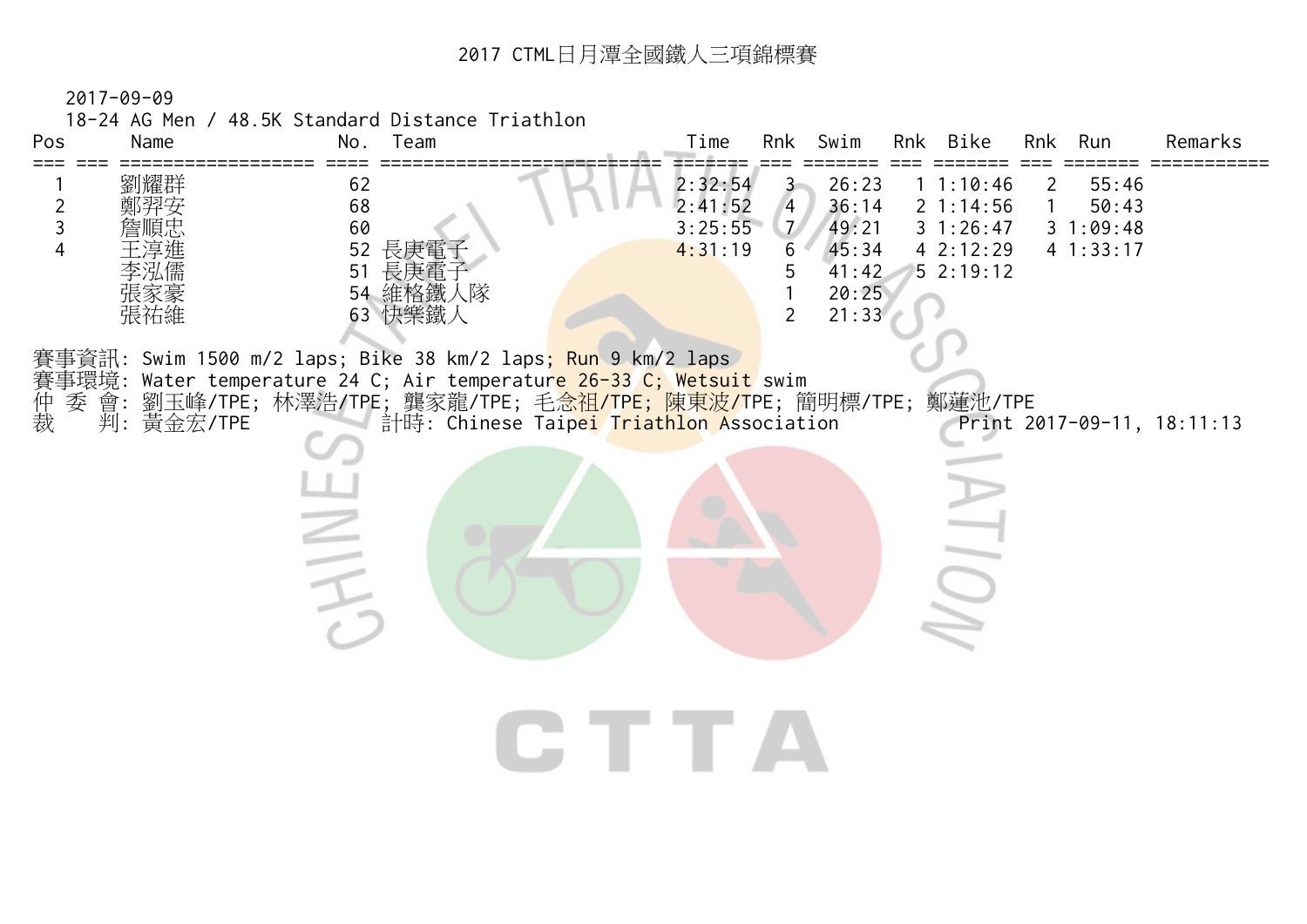# 2017 CTML日月潭全國鐵人三項錦標賽

2017-09-09

18-24 AG Men / 48.5K Standard Distance Triathlon

| Pos | | Name | No. | Team | Time | Rnk | Swim | Rnk | Bike | Rnk | Run | Remarks |
|---|---|---|---|---|---|---|---|---|---|---|---|---|
| 1 | | 劉耀群 | 62 | | 2:32:54 | 3 | 26:23 | 1 | 1:10:46 | 2 | 55:46 | |
| 2 | | 鄭羿安 | 68 | | 2:41:52 | 4 | 36:14 | 2 | 1:14:56 | 1 | 50:43 | |
| 3 | | 詹順忠 | 60 | | 3:25:55 | 7 | 49:21 | 3 | 1:26:47 | 3 | 1:09:48 | |
| 4 | | 王淳進 | 52 | 長庚電子 | 4:31:19 | 6 | 45:34 | 4 | 2:12:29 | 4 | 1:33:17 | |
| | | 李泓儒 | 51 | 長庚電子 | | 5 | 41:42 | 5 | 2:19:12 | | | |
| | | 張家豪 | 54 | 維格鐵人隊 | | 1 | 20:25 | | | | | |
| | | 張祐維 | 63 | 快樂鐵人 | | 2 | 21:33 | | | | | |

賽事資訊: Swim 1500 m/2 laps; Bike 38 km/2 laps; Run 9 km/2 laps

賽事環境: Water temperature 24 C; Air temperature 26-33 C; Wetsuit swim

仲 委 會: 劉玉峰/TPE; 林澤浩/TPE; 龔家龍/TPE; 毛念祖/TPE; 陳東波/TPE; 簡明標/TPE; 鄭蓮池/TPE

裁　　判: 黃金宏/TPE　　計時: Chinese Taipei Triathlon Association　　Print 2017-09-11, 18:11:13